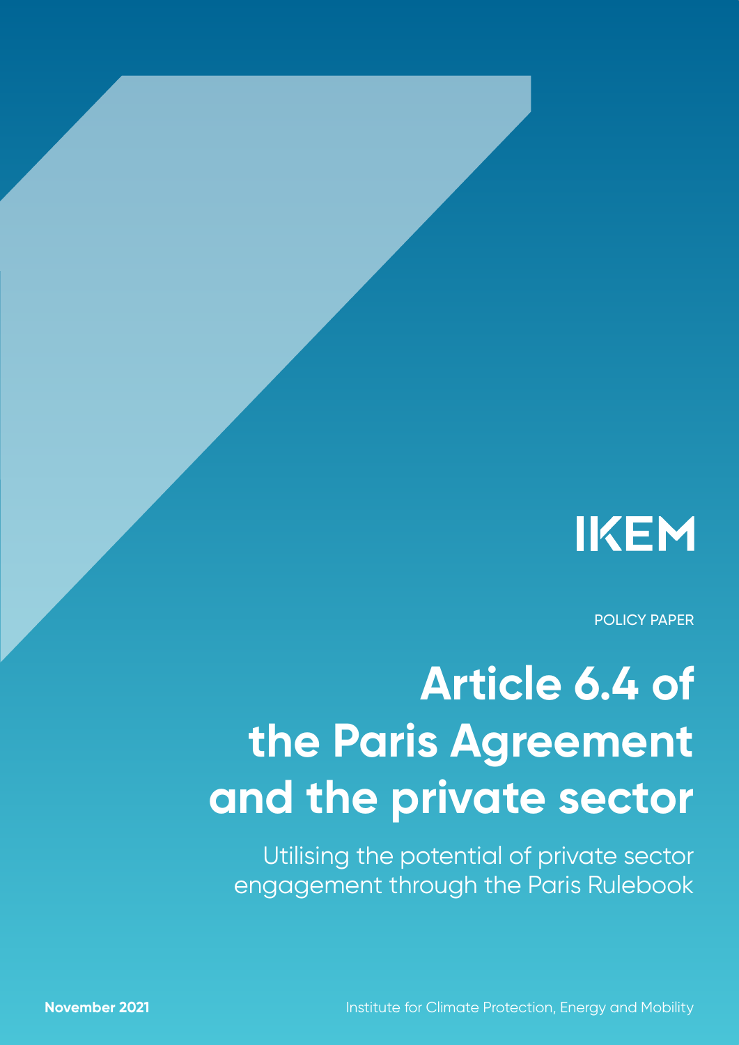IKEM

POLICY PAPER

# Article 6.4 of the Paris Agreement and the private sector

## Utilising the potential of private sector engagement through the Paris Rulebook

**November 2021**

Institute for Climate Protection, Energy and Mobility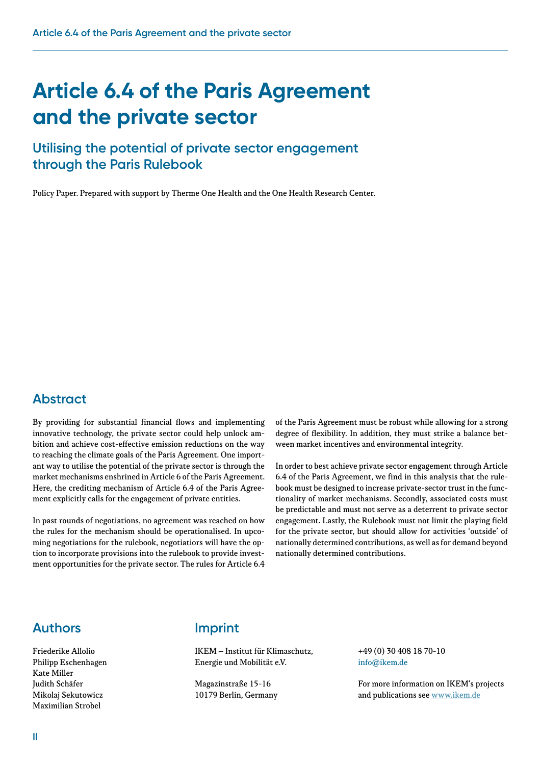# Article 6.4 of the Paris Agreement and the private sector

## Utilising the potential of private sector engagement through the Paris Rulebook

Policy Paper. Prepared with support by Therme One Health and the One Health Research Center.

## Abstract

By providing for substantial financial flows and implementing innovative technology, the private sector could help unlock ambition and achieve cost-effective emission reductions on the way to reaching the climate goals of the Paris Agreement. One important way to utilise the potential of the private sector is through the market mechanisms enshrined in Article 6 of the Paris Agreement. Here, the crediting mechanism of Article 6.4 of the Paris Agreement explicitly calls for the engagement of private entities.

In past rounds of negotiations, no agreement was reached on how the rules for the mechanism should be operationalised. In upcoming negotiations for the rulebook, negotiatiors will have the option to incorporate provisions into the rulebook to provide investment opportunities for the private sector. The rules for Article 6.4 of the Paris Agreement must be robust while allowing for a strong degree of flexibility. In addition, they must strike a balance between market incentives and environmental integrity.

In order to best achieve private sector engagement through Article 6.4 of the Paris Agreement, we find in this analysis that the rulebook must be designed to increase private-sector trust in the functionality of market mechanisms. Secondly, associated costs must be predictable and must not serve as a deterrent to private sector engagement. Lastly, the Rulebook must not limit the playing field for the private sector, but should allow for activities 'outside' of nationally determined contributions, as well as for demand beyond nationally determined contributions.

## Authors

Friederike Allolio
Philipp Eschenhagen
Kate Miller
Judith Schäfer
Mikolaj Sekutowicz
Maximilian Strobel

## Imprint

IKEM – Institut für Klimaschutz, Energie und Mobilität e.V.

Magazinstraße 15-16
10179 Berlin, Germany

+49 (0) 30 408 18 70-10
info@ikem.de

For more information on IKEM's projects and publications see www.ikem.de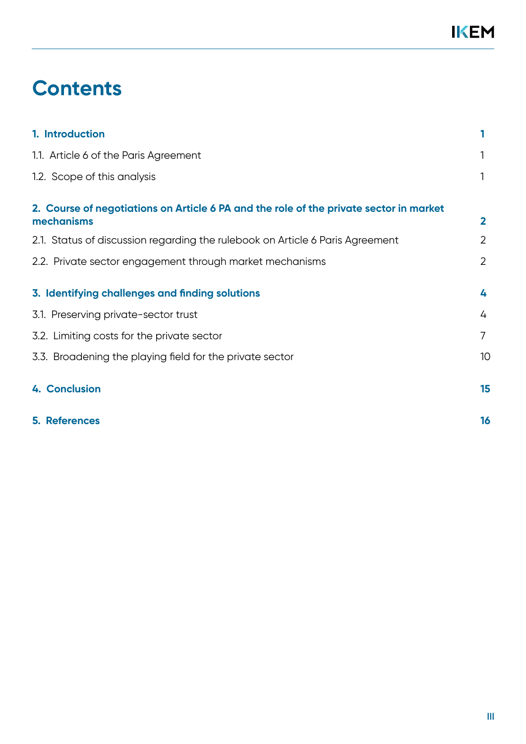# Contents

| | |
|---|---|
| **1. Introduction** | **1** |
| 1.1. Article 6 of the Paris Agreement | 1 |
| 1.2. Scope of this analysis | 1 |
| **2. Course of negotiations on Article 6 PA and the role of the private sector in market mechanisms** | **2** |
| 2.1. Status of discussion regarding the rulebook on Article 6 Paris Agreement | 2 |
| 2.2. Private sector engagement through market mechanisms | 2 |
| **3. Identifying challenges and finding solutions** | **4** |
| 3.1. Preserving private-sector trust | 4 |
| 3.2. Limiting costs for the private sector | 7 |
| 3.3. Broadening the playing field for the private sector | 10 |
| **4. Conclusion** | **15** |
| **5. References** | **16** |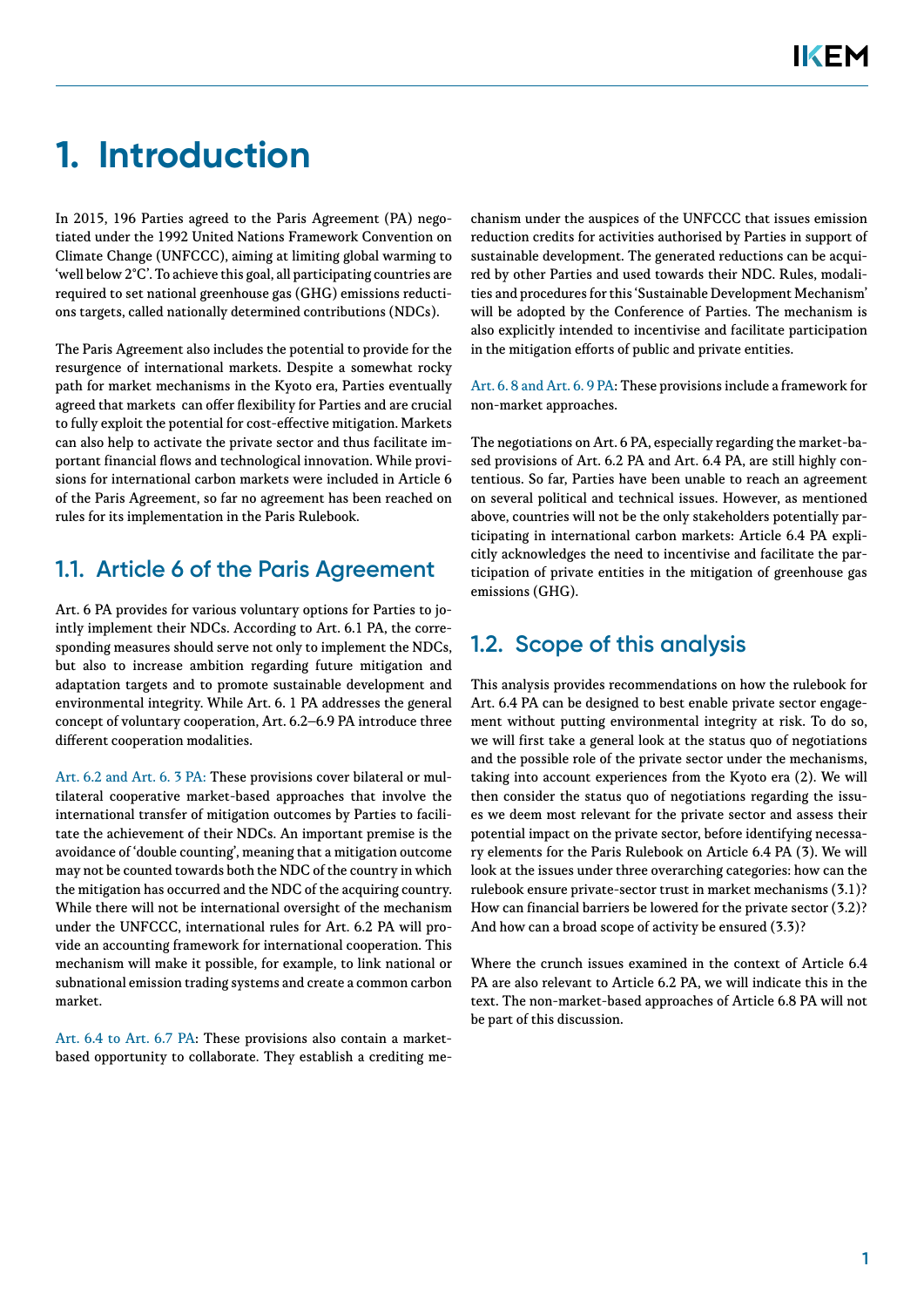# 1. Introduction

In 2015, 196 Parties agreed to the Paris Agreement (PA) negotiated under the 1992 United Nations Framework Convention on Climate Change (UNFCCC), aiming at limiting global warming to 'well below 2°C'. To achieve this goal, all participating countries are required to set national greenhouse gas (GHG) emissions reductions targets, called nationally determined contributions (NDCs).

The Paris Agreement also includes the potential to provide for the resurgence of international markets. Despite a somewhat rocky path for market mechanisms in the Kyoto era, Parties eventually agreed that markets can offer flexibility for Parties and are crucial to fully exploit the potential for cost-effective mitigation. Markets can also help to activate the private sector and thus facilitate important financial flows and technological innovation. While provisions for international carbon markets were included in Article 6 of the Paris Agreement, so far no agreement has been reached on rules for its implementation in the Paris Rulebook.

## 1.1. Article 6 of the Paris Agreement

Art. 6 PA provides for various voluntary options for Parties to jointly implement their NDCs. According to Art. 6.1 PA, the corresponding measures should serve not only to implement the NDCs, but also to increase ambition regarding future mitigation and adaptation targets and to promote sustainable development and environmental integrity. While Art. 6. 1 PA addresses the general concept of voluntary cooperation, Art. 6.2–6.9 PA introduce three different cooperation modalities.

Art. 6.2 and Art. 6. 3 PA: These provisions cover bilateral or multilateral cooperative market-based approaches that involve the international transfer of mitigation outcomes by Parties to facilitate the achievement of their NDCs. An important premise is the avoidance of 'double counting', meaning that a mitigation outcome may not be counted towards both the NDC of the country in which the mitigation has occurred and the NDC of the acquiring country. While there will not be international oversight of the mechanism under the UNFCCC, international rules for Art. 6.2 PA will provide an accounting framework for international cooperation. This mechanism will make it possible, for example, to link national or subnational emission trading systems and create a common carbon market.

Art. 6.4 to Art. 6.7 PA: These provisions also contain a market-based opportunity to collaborate. They establish a crediting mechanism under the auspices of the UNFCCC that issues emission reduction credits for activities authorised by Parties in support of sustainable development. The generated reductions can be acquired by other Parties and used towards their NDC. Rules, modalities and procedures for this 'Sustainable Development Mechanism' will be adopted by the Conference of Parties. The mechanism is also explicitly intended to incentivise and facilitate participation in the mitigation efforts of public and private entities.

Art. 6. 8 and Art. 6. 9 PA: These provisions include a framework for non-market approaches.

The negotiations on Art. 6 PA, especially regarding the market-based provisions of Art. 6.2 PA and Art. 6.4 PA, are still highly contentious. So far, Parties have been unable to reach an agreement on several political and technical issues. However, as mentioned above, countries will not be the only stakeholders potentially participating in international carbon markets: Article 6.4 PA explicitly acknowledges the need to incentivise and facilitate the participation of private entities in the mitigation of greenhouse gas emissions (GHG).

## 1.2. Scope of this analysis

This analysis provides recommendations on how the rulebook for Art. 6.4 PA can be designed to best enable private sector engagement without putting environmental integrity at risk. To do so, we will first take a general look at the status quo of negotiations and the possible role of the private sector under the mechanisms, taking into account experiences from the Kyoto era (2). We will then consider the status quo of negotiations regarding the issues we deem most relevant for the private sector and assess their potential impact on the private sector, before identifying necessary elements for the Paris Rulebook on Article 6.4 PA (3). We will look at the issues under three overarching categories: how can the rulebook ensure private-sector trust in market mechanisms (3.1)? How can financial barriers be lowered for the private sector (3.2)? And how can a broad scope of activity be ensured (3.3)?

Where the crunch issues examined in the context of Article 6.4 PA are also relevant to Article 6.2 PA, we will indicate this in the text. The non-market-based approaches of Article 6.8 PA will not be part of this discussion.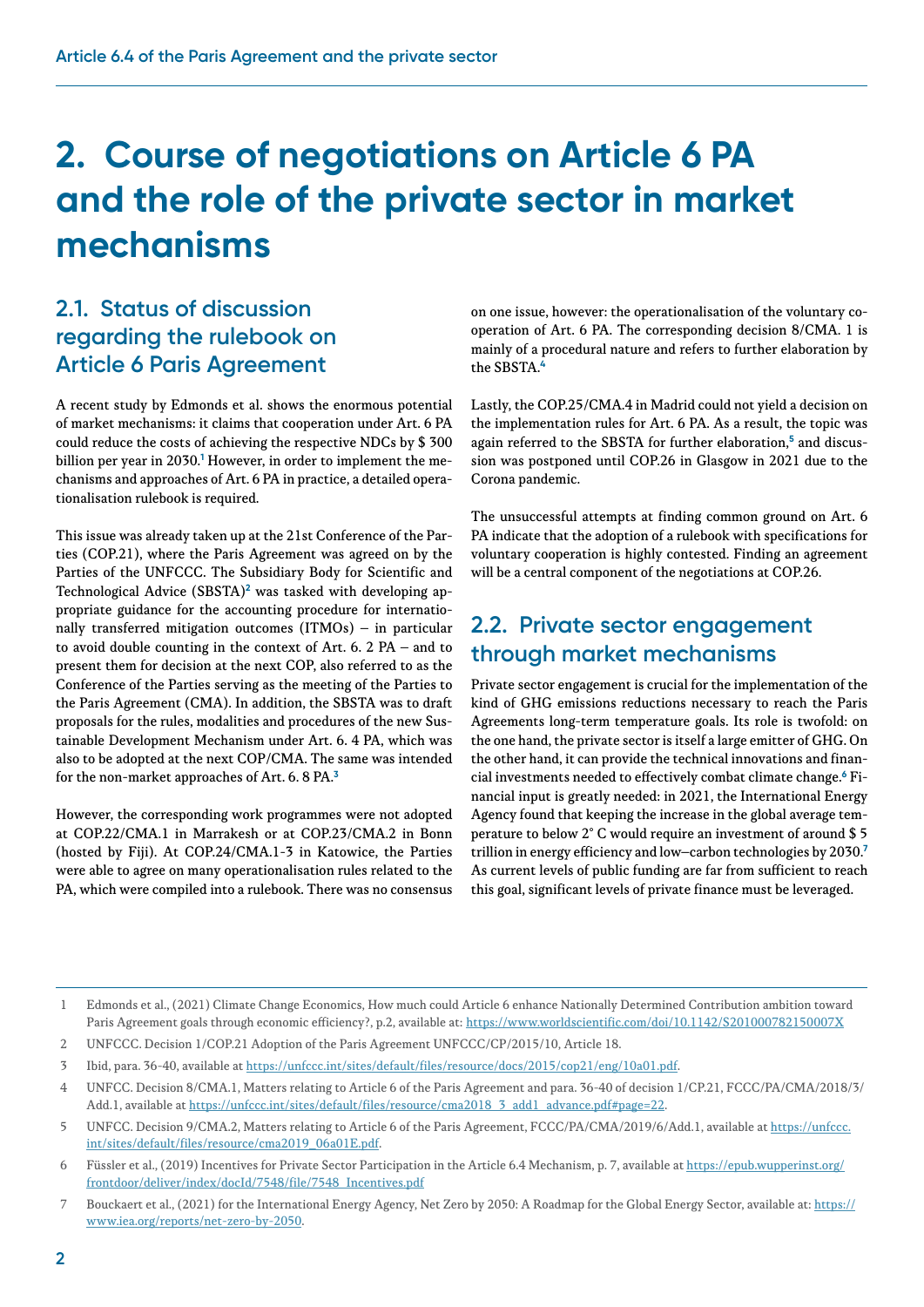# 2. Course of negotiations on Article 6 PA and the role of the private sector in market mechanisms

## 2.1. Status of discussion regarding the rulebook on Article 6 Paris Agreement

A recent study by Edmonds et al. shows the enormous potential of market mechanisms: it claims that cooperation under Art. 6 PA could reduce the costs of achieving the respective NDCs by $ 300 billion per year in 2030.[1] However, in order to implement the mechanisms and approaches of Art. 6 PA in practice, a detailed operationalisation rulebook is required.

This issue was already taken up at the 21st Conference of the Parties (COP.21), where the Paris Agreement was agreed on by the Parties of the UNFCCC. The Subsidiary Body for Scientific and Technological Advice (SBSTA)[2] was tasked with developing appropriate guidance for the accounting procedure for internationally transferred mitigation outcomes (ITMOs) – in particular to avoid double counting in the context of Art. 6. 2 PA – and to present them for decision at the next COP, also referred to as the Conference of the Parties serving as the meeting of the Parties to the Paris Agreement (CMA). In addition, the SBSTA was to draft proposals for the rules, modalities and procedures of the new Sustainable Development Mechanism under Art. 6. 4 PA, which was also to be adopted at the next COP/CMA. The same was intended for the non-market approaches of Art. 6. 8 PA.[3]

However, the corresponding work programmes were not adopted at COP.22/CMA.1 in Marrakesh or at COP.23/CMA.2 in Bonn (hosted by Fiji). At COP.24/CMA.1-3 in Katowice, the Parties were able to agree on many operationalisation rules related to the PA, which were compiled into a rulebook. There was no consensus on one issue, however: the operationalisation of the voluntary cooperation of Art. 6 PA. The corresponding decision 8/CMA. 1 is mainly of a procedural nature and refers to further elaboration by the SBSTA.[4]

Lastly, the COP.25/CMA.4 in Madrid could not yield a decision on the implementation rules for Art. 6 PA. As a result, the topic was again referred to the SBSTA for further elaboration,[5] and discussion was postponed until COP.26 in Glasgow in 2021 due to the Corona pandemic.

The unsuccessful attempts at finding common ground on Art. 6 PA indicate that the adoption of a rulebook with specifications for voluntary cooperation is highly contested. Finding an agreement will be a central component of the negotiations at COP.26.

## 2.2. Private sector engagement through market mechanisms

Private sector engagement is crucial for the implementation of the kind of GHG emissions reductions necessary to reach the Paris Agreements long-term temperature goals. Its role is twofold: on the one hand, the private sector is itself a large emitter of GHG. On the other hand, it can provide the technical innovations and financial investments needed to effectively combat climate change.[6] Financial input is greatly needed: in 2021, the International Energy Agency found that keeping the increase in the global average temperature to below 2° C would require an investment of around $ 5 trillion in energy efficiency and low–carbon technologies by 2030.[7] As current levels of public funding are far from sufficient to reach this goal, significant levels of private finance must be leveraged.

---

1 Edmonds et al., (2021) Climate Change Economics, How much could Article 6 enhance Nationally Determined Contribution ambition toward Paris Agreement goals through economic efficiency?, p.2, available at: https://www.worldscientific.com/doi/10.1142/S201000782150007X

2 UNFCCC. Decision 1/COP.21 Adoption of the Paris Agreement UNFCCC/CP/2015/10, Article 18.

3 Ibid, para. 36-40, available at https://unfccc.int/sites/default/files/resource/docs/2015/cop21/eng/10a01.pdf.

4 UNFCCC. Decision 8/CMA.1, Matters relating to Article 6 of the Paris Agreement and para. 36-40 of decision 1/CP.21, FCCC/PA/CMA/2018/3/Add.1, available at https://unfccc.int/sites/default/files/resource/cma2018_3_add1_advance.pdf#page=22.

5 UNFCCC. Decision 9/CMA.2, Matters relating to Article 6 of the Paris Agreement, FCCC/PA/CMA/2019/6/Add.1, available at https://unfccc.int/sites/default/files/resource/cma2019_06a01E.pdf.

6 Füssler et al., (2019) Incentives for Private Sector Participation in the Article 6.4 Mechanism, p. 7, available at https://epub.wupperinst.org/frontdoor/deliver/index/docId/7548/file/7548_Incentives.pdf

7 Bouckaert et al., (2021) for the International Energy Agency, Net Zero by 2050: A Roadmap for the Global Energy Sector, available at: https://www.iea.org/reports/net-zero-by-2050.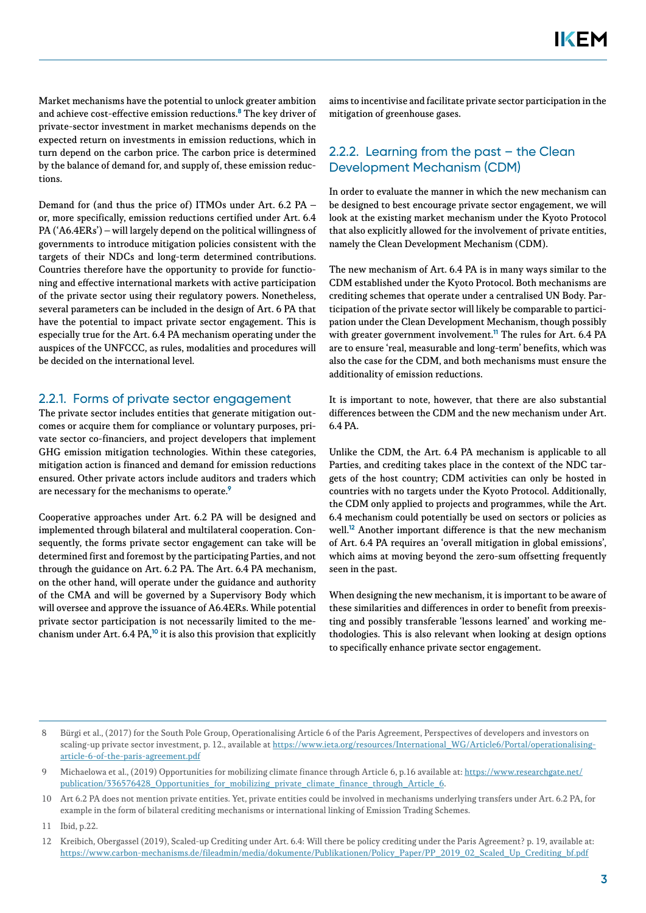Market mechanisms have the potential to unlock greater ambition and achieve cost-effective emission reductions.[8] The key driver of private-sector investment in market mechanisms depends on the expected return on investments in emission reductions, which in turn depend on the carbon price. The carbon price is determined by the balance of demand for, and supply of, these emission reductions.

Demand for (and thus the price of) ITMOs under Art. 6.2 PA – or, more specifically, emission reductions certified under Art. 6.4 PA ('A6.4ERs') – will largely depend on the political willingness of governments to introduce mitigation policies consistent with the targets of their NDCs and long-term determined contributions. Countries therefore have the opportunity to provide for functioning and effective international markets with active participation of the private sector using their regulatory powers. Nonetheless, several parameters can be included in the design of Art. 6 PA that have the potential to impact private sector engagement. This is especially true for the Art. 6.4 PA mechanism operating under the auspices of the UNFCCC, as rules, modalities and procedures will be decided on the international level.

### 2.2.1. Forms of private sector engagement

The private sector includes entities that generate mitigation outcomes or acquire them for compliance or voluntary purposes, private sector co-financiers, and project developers that implement GHG emission mitigation technologies. Within these categories, mitigation action is financed and demand for emission reductions ensured. Other private actors include auditors and traders which are necessary for the mechanisms to operate.[9]

Cooperative approaches under Art. 6.2 PA will be designed and implemented through bilateral and multilateral cooperation. Consequently, the forms private sector engagement can take will be determined first and foremost by the participating Parties, and not through the guidance on Art. 6.2 PA. The Art. 6.4 PA mechanism, on the other hand, will operate under the guidance and authority of the CMA and will be governed by a Supervisory Body which will oversee and approve the issuance of A6.4ERs. While potential private sector participation is not necessarily limited to the mechanism under Art. 6.4 PA,[10] it is also this provision that explicitly aims to incentivise and facilitate private sector participation in the mitigation of greenhouse gases.

### 2.2.2. Learning from the past – the Clean Development Mechanism (CDM)

In order to evaluate the manner in which the new mechanism can be designed to best encourage private sector engagement, we will look at the existing market mechanism under the Kyoto Protocol that also explicitly allowed for the involvement of private entities, namely the Clean Development Mechanism (CDM).

The new mechanism of Art. 6.4 PA is in many ways similar to the CDM established under the Kyoto Protocol. Both mechanisms are crediting schemes that operate under a centralised UN Body. Participation of the private sector will likely be comparable to participation under the Clean Development Mechanism, though possibly with greater government involvement.[11] The rules for Art. 6.4 PA are to ensure 'real, measurable and long-term' benefits, which was also the case for the CDM, and both mechanisms must ensure the additionality of emission reductions.

It is important to note, however, that there are also substantial differences between the CDM and the new mechanism under Art. 6.4 PA.

Unlike the CDM, the Art. 6.4 PA mechanism is applicable to all Parties, and crediting takes place in the context of the NDC targets of the host country; CDM activities can only be hosted in countries with no targets under the Kyoto Protocol. Additionally, the CDM only applied to projects and programmes, while the Art. 6.4 mechanism could potentially be used on sectors or policies as well.[12] Another important difference is that the new mechanism of Art. 6.4 PA requires an 'overall mitigation in global emissions', which aims at moving beyond the zero-sum offsetting frequently seen in the past.

When designing the new mechanism, it is important to be aware of these similarities and differences in order to benefit from preexisting and possibly transferable 'lessons learned' and working methodologies. This is also relevant when looking at design options to specifically enhance private sector engagement.

---

8 Bürgi et al., (2017) for the South Pole Group, Operationalising Article 6 of the Paris Agreement, Perspectives of developers and investors on scaling-up private sector investment, p. 12., available at https://www.ieta.org/resources/International_WG/Article6/Portal/operationalising-article-6-of-the-paris-agreement.pdf

9 Michaelowa et al., (2019) Opportunities for mobilizing climate finance through Article 6, p.16 available at: https://www.researchgate.net/publication/336576428_Opportunities_for_mobilizing_private_climate_finance_through_Article_6.

10 Art 6.2 PA does not mention private entities. Yet, private entities could be involved in mechanisms underlying transfers under Art. 6.2 PA, for example in the form of bilateral crediting mechanisms or international linking of Emission Trading Schemes.

11 Ibid, p.22.

12 Kreibich, Obergassel (2019), Scaled-up Crediting under Art. 6.4: Will there be policy crediting under the Paris Agreement? p. 19, available at: https://www.carbon-mechanisms.de/fileadmin/media/dokumente/Publikationen/Policy_Paper/PP_2019_02_Scaled_Up_Crediting_bf.pdf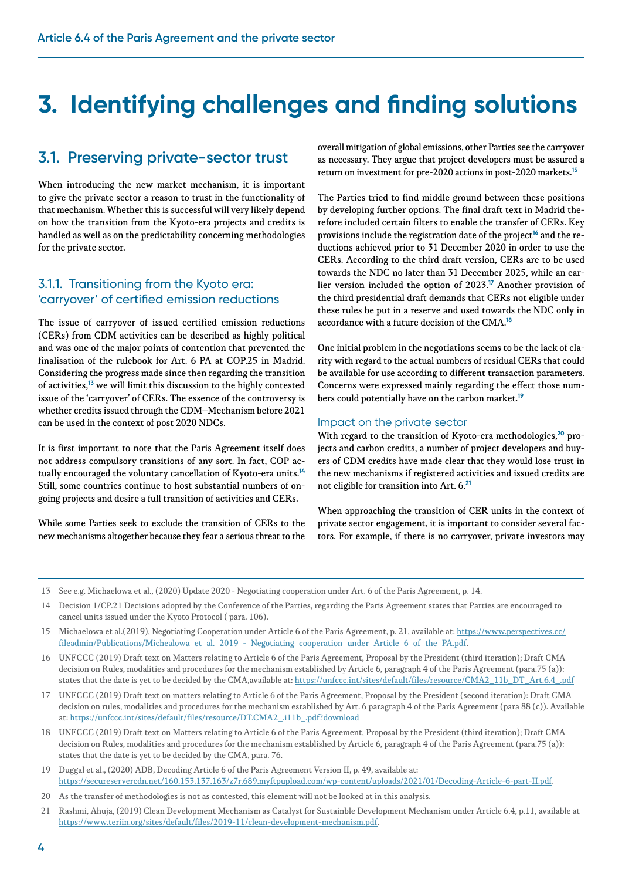# 3. Identifying challenges and finding solutions

## 3.1. Preserving private-sector trust

When introducing the new market mechanism, it is important to give the private sector a reason to trust in the functionality of that mechanism. Whether this is successful will very likely depend on how the transition from the Kyoto-era projects and credits is handled as well as on the predictability concerning methodologies for the private sector.

### 3.1.1. Transitioning from the Kyoto era: 'carryover' of certified emission reductions

The issue of carryover of issued certified emission reductions (CERs) from CDM activities can be described as highly political and was one of the major points of contention that prevented the finalisation of the rulebook for Art. 6 PA at COP.25 in Madrid. Considering the progress made since then regarding the transition of activities,[13] we will limit this discussion to the highly contested issue of the 'carryover' of CERs. The essence of the controversy is whether credits issued through the CDM–Mechanism before 2021 can be used in the context of post 2020 NDCs.

It is first important to note that the Paris Agreement itself does not address compulsory transitions of any sort. In fact, COP actually encouraged the voluntary cancellation of Kyoto-era units.[14] Still, some countries continue to host substantial numbers of ongoing projects and desire a full transition of activities and CERs.

While some Parties seek to exclude the transition of CERs to the new mechanisms altogether because they fear a serious threat to the overall mitigation of global emissions, other Parties see the carryover as necessary. They argue that project developers must be assured a return on investment for pre-2020 actions in post-2020 markets.[15]

The Parties tried to find middle ground between these positions by developing further options. The final draft text in Madrid therefore included certain filters to enable the transfer of CERs. Key provisions include the registration date of the project[16] and the reductions achieved prior to 31 December 2020 in order to use the CERs. According to the third draft version, CERs are to be used towards the NDC no later than 31 December 2025, while an earlier version included the option of 2023.[17] Another provision of the third presidential draft demands that CERs not eligible under these rules be put in a reserve and used towards the NDC only in accordance with a future decision of the CMA.[18]

One initial problem in the negotiations seems to be the lack of clarity with regard to the actual numbers of residual CERs that could be available for use according to different transaction parameters. Concerns were expressed mainly regarding the effect those numbers could potentially have on the carbon market.[19]

#### Impact on the private sector

With regard to the transition of Kyoto-era methodologies,[20] projects and carbon credits, a number of project developers and buyers of CDM credits have made clear that they would lose trust in the new mechanisms if registered activities and issued credits are not eligible for transition into Art. 6.[21]

When approaching the transition of CER units in the context of private sector engagement, it is important to consider several factors. For example, if there is no carryover, private investors may

---

13 See e.g. Michaelowa et al., (2020) Update 2020 - Negotiating cooperation under Art. 6 of the Paris Agreement, p. 14.

14 Decision 1/CP.21 Decisions adopted by the Conference of the Parties, regarding the Paris Agreement states that Parties are encouraged to cancel units issued under the Kyoto Protocol ( para. 106).

15 Michaelowa et al.(2019), Negotiating Cooperation under Article 6 of the Paris Agreement, p. 21, available at: https://www.perspectives.cc/fileadmin/Publications/Michealowa_et_al._2019_-_Negotiating_cooperation_under_Article_6_of_the_PA.pdf.

16 UNFCCC (2019) Draft text on Matters relating to Article 6 of the Paris Agreement, Proposal by the President (third iteration); Draft CMA decision on Rules, modalities and procedures for the mechanism established by Article 6, paragraph 4 of the Paris Agreement (para.75 (a)): states that the date is yet to be decided by the CMA,available at: https://unfccc.int/sites/default/files/resource/CMA2_11b_DT_Art.6.4_.pdf

17 UNFCCC (2019) Draft text on matters relating to Article 6 of the Paris Agreement, Proposal by the President (second iteration): Draft CMA decision on rules, modalities and procedures for the mechanism established by Art. 6 paragraph 4 of the Paris Agreement (para 88 (c)). Available at: https://unfccc.int/sites/default/files/resource/DT.CMA2_.i11b_.pdf?download

18 UNFCCC (2019) Draft text on Matters relating to Article 6 of the Paris Agreement, Proposal by the President (third iteration); Draft CMA decision on Rules, modalities and procedures for the mechanism established by Article 6, paragraph 4 of the Paris Agreement (para.75 (a)): states that the date is yet to be decided by the CMA, para. 76.

19 Duggal et al., (2020) ADB, Decoding Article 6 of the Paris Agreement Version II, p. 49, available at: https://secureservercdn.net/160.153.137.163/z7r.689.myftpupload.com/wp-content/uploads/2021/01/Decoding-Article-6-part-II.pdf.

20 As the transfer of methodologies is not as contested, this element will not be looked at in this analysis.

21 Rashmi, Ahuja, (2019) Clean Development Mechanism as Catalyst for Sustainable Development Mechanism under Article 6.4, p.11, available at https://www.teriin.org/sites/default/files/2019-11/clean-development-mechanism.pdf.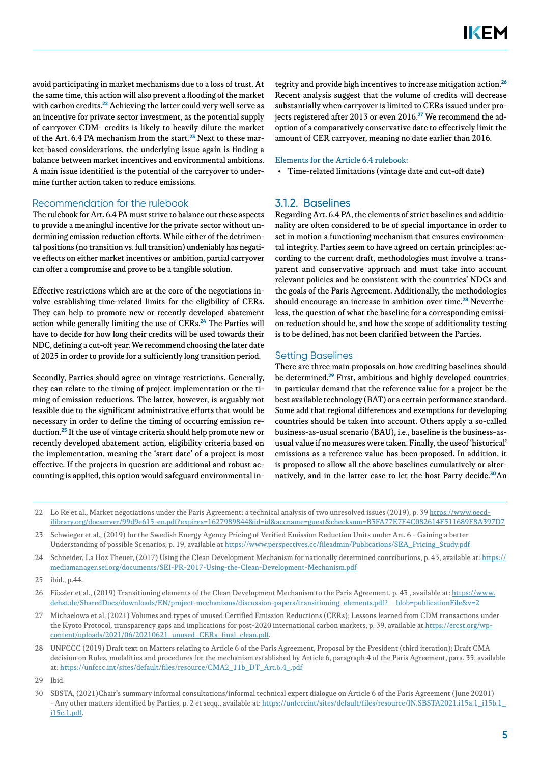avoid participating in market mechanisms due to a loss of trust. At the same time, this action will also prevent a flooding of the market with carbon credits.[22] Achieving the latter could very well serve as an incentive for private sector investment, as the potential supply of carryover CDM- credits is likely to heavily dilute the market of the Art. 6.4 PA mechanism from the start.[23] Next to these market-based considerations, the underlying issue again is finding a balance between market incentives and environmental ambitions. A main issue identified is the potential of the carryover to undermine further action taken to reduce emissions.

### Recommendation for the rulebook

The rulebook for Art. 6.4 PA must strive to balance out these aspects to provide a meaningful incentive for the private sector without undermining emission reduction efforts. While either of the detrimental positions (no transition vs. full transition) undeniably has negative effects on either market incentives or ambition, partial carryover can offer a compromise and prove to be a tangible solution.

Effective restrictions which are at the core of the negotiations involve establishing time-related limits for the eligibility of CERs. They can help to promote new or recently developed abatement action while generally limiting the use of CERs.[24] The Parties will have to decide for how long their credits will be used towards their NDC, defining a cut-off year. We recommend choosing the later date of 2025 in order to provide for a sufficiently long transition period.

Secondly, Parties should agree on vintage restrictions. Generally, they can relate to the timing of project implementation or the timing of emission reductions. The latter, however, is arguably not feasible due to the significant administrative efforts that would be necessary in order to define the timing of occurring emission reduction.[25] If the use of vintage criteria should help promote new or recently developed abatement action, eligibility criteria based on the implementation, meaning the 'start date' of a project is most effective. If the projects in question are additional and robust accounting is applied, this option would safeguard environmental integrity and provide high incentives to increase mitigation action.[26] Recent analysis suggest that the volume of credits will decrease substantially when carryover is limited to CERs issued under projects registered after 2013 or even 2016.[27] We recommend the adoption of a comparatively conservative date to effectively limit the amount of CER carryover, meaning no date earlier than 2016.

Elements for the Article 6.4 rulebook:

- Time-related limitations (vintage date and cut-off date)

## 3.1.2. Baselines

Regarding Art. 6.4 PA, the elements of strict baselines and additionality are often considered to be of special importance in order to set in motion a functioning mechanism that ensures environmental integrity. Parties seem to have agreed on certain principles: according to the current draft, methodologies must involve a transparent and conservative approach and must take into account relevant policies and be consistent with the countries' NDCs and the goals of the Paris Agreement. Additionally, the methodologies should encourage an increase in ambition over time.[28] Nevertheless, the question of what the baseline for a corresponding emission reduction should be, and how the scope of additionality testing is to be defined, has not been clarified between the Parties.

### Setting Baselines

There are three main proposals on how crediting baselines should be determined.[29] First, ambitious and highly developed countries in particular demand that the reference value for a project be the best available technology (BAT) or a certain performance standard. Some add that regional differences and exemptions for developing countries should be taken into account. Others apply a so-called business-as-usual scenario (BAU), i.e., baseline is the business-as-usual value if no measures were taken. Finally, the useof 'historical' emissions as a reference value has been proposed. In addition, it is proposed to allow all the above baselines cumulatively or alternatively, and in the latter case to let the host Party decide.[30]An

---

22 Lo Re et al., Market negotiations under the Paris Agreement: a technical analysis of two unresolved issues (2019), p. 39 https://www.oecd-ilibrary.org/docserver/99d9e615-en.pdf?expires=1627989844&id=id&accname=guest&checksum=B3FA77E7F4C082614F511689F8A397D7

23 Schwieger et al., (2019) for the Swedish Energy Agency Pricing of Verified Emission Reduction Units under Art. 6 - Gaining a better Understanding of possible Scenarios, p. 19, available at https://www.perspectives.cc/fileadmin/Publications/SEA_Pricing_Study.pdf

24 Schneider, La Hoz Theuer, (2017) Using the Clean Development Mechanism for nationally determined contributions, p. 43, available at: https://mediamanager.sei.org/documents/SEI-PR-2017-Using-the-Clean-Development-Mechanism.pdf

25 ibid., p.44.

26 Füssler et al., (2019) Transitioning elements of the Clean Development Mechanism to the Paris Agreement, p. 43 , available at: https://www.dehst.de/SharedDocs/downloads/EN/project-mechanisms/discussion-papers/transitioning_elements.pdf?__blob=publicationFile&v=2

27 Michaelowa et al, (2021) Volumes and types of unused Certified Emission Reductions (CERs); Lessons learned from CDM transactions under the Kyoto Protocol, transparency gaps and implications for post-2020 international carbon markets, p. 39, available at https://ercst.org/wp-content/uploads/2021/06/20210621_unused_CERs_final_clean.pdf.

28 UNFCCC (2019) Draft text on Matters relating to Article 6 of the Paris Agreement, Proposal by the President (third iteration); Draft CMA decision on Rules, modalities and procedures for the mechanism established by Article 6, paragraph 4 of the Paris Agreement, para. 35, available at: https://unfccc.int/sites/default/files/resource/CMA2_11b_DT_Art.6.4_.pdf

29 Ibid.

30 SBSTA, (2021)Chair's summary informal consultations/informal technical expert dialogue on Article 6 of the Paris Agreement (June 20201) - Any other matters identified by Parties, p. 2 et seqq., available at: https://unfcccint/sites/default/files/resource/IN.SBSTA2021.i15a.1_i15b.1_i15c.1.pdf.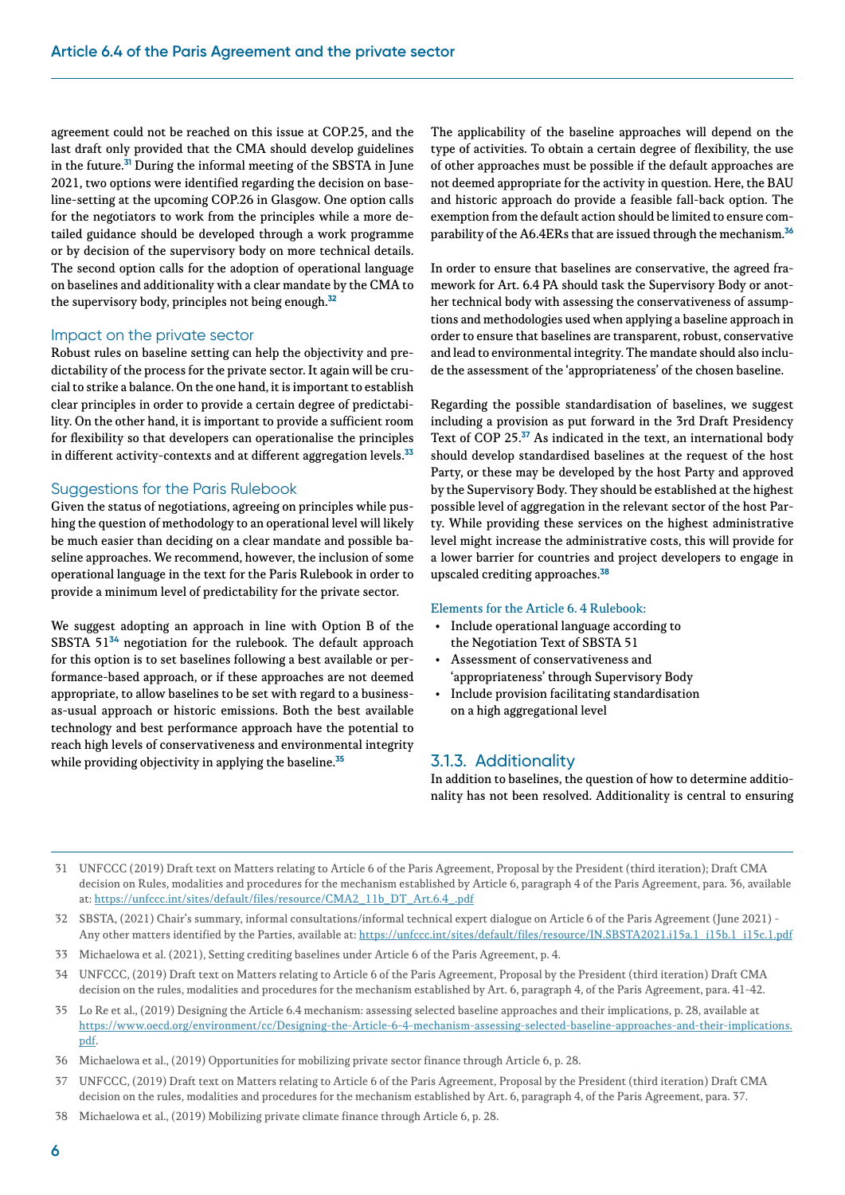agreement could not be reached on this issue at COP.25, and the last draft only provided that the CMA should develop guidelines in the future.[31] During the informal meeting of the SBSTA in June 2021, two options were identified regarding the decision on baseline-setting at the upcoming COP.26 in Glasgow. One option calls for the negotiators to work from the principles while a more detailed guidance should be developed through a work programme or by decision of the supervisory body on more technical details. The second option calls for the adoption of operational language on baselines and additionality with a clear mandate by the CMA to the supervisory body, principles not being enough.[32]

### Impact on the private sector

Robust rules on baseline setting can help the objectivity and predictability of the process for the private sector. It again will be crucial to strike a balance. On the one hand, it is important to establish clear principles in order to provide a certain degree of predictability. On the other hand, it is important to provide a sufficient room for flexibility so that developers can operationalise the principles in different activity-contexts and at different aggregation levels.[33]

### Suggestions for the Paris Rulebook

Given the status of negotiations, agreeing on principles while pushing the question of methodology to an operational level will likely be much easier than deciding on a clear mandate and possible baseline approaches. We recommend, however, the inclusion of some operational language in the text for the Paris Rulebook in order to provide a minimum level of predictability for the private sector.

We suggest adopting an approach in line with Option B of the SBSTA 51[34] negotiation for the rulebook. The default approach for this option is to set baselines following a best available or performance-based approach, or if these approaches are not deemed appropriate, to allow baselines to be set with regard to a business-as-usual approach or historic emissions. Both the best available technology and best performance approach have the potential to reach high levels of conservativeness and environmental integrity while providing objectivity in applying the baseline.[35]

The applicability of the baseline approaches will depend on the type of activities. To obtain a certain degree of flexibility, the use of other approaches must be possible if the default approaches are not deemed appropriate for the activity in question. Here, the BAU and historic approach do provide a feasible fall-back option. The exemption from the default action should be limited to ensure comparability of the A6.4ERs that are issued through the mechanism.[36]

In order to ensure that baselines are conservative, the agreed framework for Art. 6.4 PA should task the Supervisory Body or another technical body with assessing the conservativeness of assumptions and methodologies used when applying a baseline approach in order to ensure that baselines are transparent, robust, conservative and lead to environmental integrity. The mandate should also include the assessment of the 'appropriateness' of the chosen baseline.

Regarding the possible standardisation of baselines, we suggest including a provision as put forward in the 3rd Draft Presidency Text of COP 25.[37] As indicated in the text, an international body should develop standardised baselines at the request of the host Party, or these may be developed by the host Party and approved by the Supervisory Body. They should be established at the highest possible level of aggregation in the relevant sector of the host Party. While providing these services on the highest administrative level might increase the administrative costs, this will provide for a lower barrier for countries and project developers to engage in upscaled crediting approaches.[38]

**Elements for the Article 6. 4 Rulebook:**

- Include operational language according to the Negotiation Text of SBSTA 51
- Assessment of conservativeness and 'appropriateness' through Supervisory Body
- Include provision facilitating standardisation on a high aggregational level

### 3.1.3. Additionality

In addition to baselines, the question of how to determine additionality has not been resolved. Additionality is central to ensuring

---

31 UNFCCC (2019) Draft text on Matters relating to Article 6 of the Paris Agreement, Proposal by the President (third iteration); Draft CMA decision on Rules, modalities and procedures for the mechanism established by Article 6, paragraph 4 of the Paris Agreement, para. 36, available at: https://unfccc.int/sites/default/files/resource/CMA2_11b_DT_Art.6.4_.pdf

32 SBSTA, (2021) Chair's summary, informal consultations/informal technical expert dialogue on Article 6 of the Paris Agreement (June 2021) - Any other matters identified by the Parties, available at: https://unfccc.int/sites/default/files/resource/IN.SBSTA2021.i15a.1_i15b.1_i15c.1.pdf

33 Michaelowa et al. (2021), Setting crediting baselines under Article 6 of the Paris Agreement, p. 4.

34 UNFCCC, (2019) Draft text on Matters relating to Article 6 of the Paris Agreement, Proposal by the President (third iteration) Draft CMA decision on the rules, modalities and procedures for the mechanism established by Art. 6, paragraph 4, of the Paris Agreement, para. 41-42.

35 Lo Re et al., (2019) Designing the Article 6.4 mechanism: assessing selected baseline approaches and their implications, p. 28, available at https://www.oecd.org/environment/cc/Designing-the-Article-6-4-mechanism-assessing-selected-baseline-approaches-and-their-implications.pdf.

36 Michaelowa et al., (2019) Opportunities for mobilizing private sector finance through Article 6, p. 28.

37 UNFCCC, (2019) Draft text on Matters relating to Article 6 of the Paris Agreement, Proposal by the President (third iteration) Draft CMA decision on the rules, modalities and procedures for the mechanism established by Art. 6, paragraph 4, of the Paris Agreement, para. 37.

38 Michaelowa et al., (2019) Mobilizing private climate finance through Article 6, p. 28.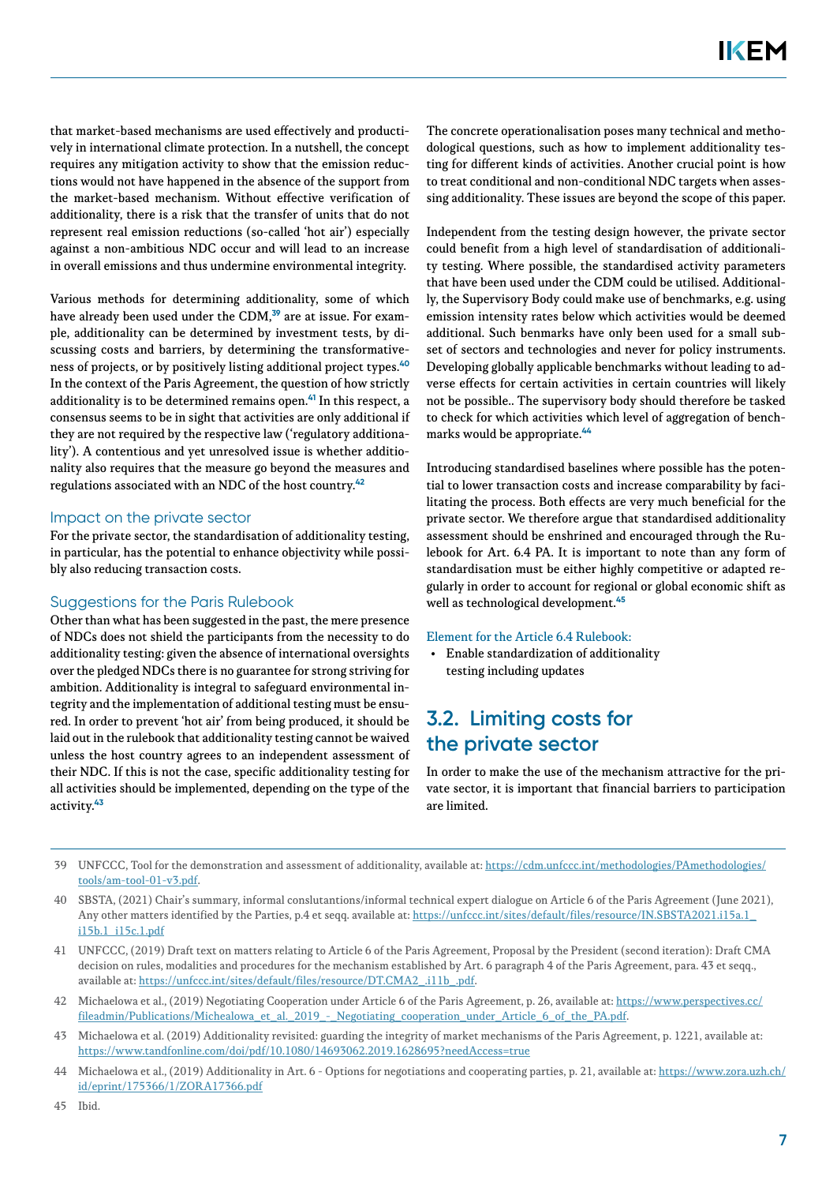that market-based mechanisms are used effectively and productively in international climate protection. In a nutshell, the concept requires any mitigation activity to show that the emission reductions would not have happened in the absence of the support from the market-based mechanism. Without effective verification of additionality, there is a risk that the transfer of units that do not represent real emission reductions (so-called 'hot air') especially against a non-ambitious NDC occur and will lead to an increase in overall emissions and thus undermine environmental integrity.

Various methods for determining additionality, some of which have already been used under the CDM,[39] are at issue. For example, additionality can be determined by investment tests, by discussing costs and barriers, by determining the transformativeness of projects, or by positively listing additional project types.[40] In the context of the Paris Agreement, the question of how strictly additionality is to be determined remains open.[41] In this respect, a consensus seems to be in sight that activities are only additional if they are not required by the respective law ('regulatory additionality'). A contentious and yet unresolved issue is whether additionality also requires that the measure go beyond the measures and regulations associated with an NDC of the host country.[42]

### Impact on the private sector

For the private sector, the standardisation of additionality testing, in particular, has the potential to enhance objectivity while possibly also reducing transaction costs.

### Suggestions for the Paris Rulebook

Other than what has been suggested in the past, the mere presence of NDCs does not shield the participants from the necessity to do additionality testing: given the absence of international oversights over the pledged NDCs there is no guarantee for strong striving for ambition. Additionality is integral to safeguard environmental integrity and the implementation of additional testing must be ensured. In order to prevent 'hot air' from being produced, it should be laid out in the rulebook that additionality testing cannot be waived unless the host country agrees to an independent assessment of their NDC. If this is not the case, specific additionality testing for all activities should be implemented, depending on the type of the activity.[43]

The concrete operationalisation poses many technical and methodological questions, such as how to implement additionality testing for different kinds of activities. Another crucial point is how to treat conditional and non-conditional NDC targets when assessing additionality. These issues are beyond the scope of this paper.

Independent from the testing design however, the private sector could benefit from a high level of standardisation of additionality testing. Where possible, the standardised activity parameters that have been used under the CDM could be utilised. Additionally, the Supervisory Body could make use of benchmarks, e.g. using emission intensity rates below which activities would be deemed additional. Such benmarks have only been used for a small subset of sectors and technologies and never for policy instruments. Developing globally applicable benchmarks without leading to adverse effects for certain activities in certain countries will likely not be possible.. The supervisory body should therefore be tasked to check for which activities which level of aggregation of benchmarks would be appropriate.[44]

Introducing standardised baselines where possible has the potential to lower transaction costs and increase comparability by facilitating the process. Both effects are very much beneficial for the private sector. We therefore argue that standardised additionality assessment should be enshrined and encouraged through the Rulebook for Art. 6.4 PA. It is important to note than any form of standardisation must be either highly competitive or adapted regularly in order to account for regional or global economic shift as well as technological development.[45]

Element for the Article 6.4 Rulebook:

- Enable standardization of additionality testing including updates

## 3.2. Limiting costs for the private sector

In order to make the use of the mechanism attractive for the private sector, it is important that financial barriers to participation are limited.

---

39 UNFCCC, Tool for the demonstration and assessment of additionality, available at: https://cdm.unfccc.int/methodologies/PAmethodologies/tools/am-tool-01-v3.pdf.

40 SBSTA, (2021) Chair's summary, informal conslutantions/informal technical expert dialogue on Article 6 of the Paris Agreement (June 2021), Any other matters identified by the Parties, p.4 et seqq. available at: https://unfccc.int/sites/default/files/resource/IN.SBSTA2021.i15a.1_i15b.1_i15c.1.pdf

41 UNFCCC, (2019) Draft text on matters relating to Article 6 of the Paris Agreement, Proposal by the President (second iteration): Draft CMA decision on rules, modalities and procedures for the mechanism established by Art. 6 paragraph 4 of the Paris Agreement, para. 43 et seqq., available at: https://unfccc.int/sites/default/files/resource/DT.CMA2_.i11b_.pdf.

42 Michaelowa et al., (2019) Negotiating Cooperation under Article 6 of the Paris Agreement, p. 26, available at: https://www.perspectives.cc/fileadmin/Publications/Michealowa_et_al._2019_-_Negotiating_cooperation_under_Article_6_of_the_PA.pdf.

43 Michaelowa et al. (2019) Additionality revisited: guarding the integrity of market mechanisms of the Paris Agreement, p. 1221, available at: https://www.tandfonline.com/doi/pdf/10.1080/14693062.2019.1628695?needAccess=true

44 Michaelowa et al., (2019) Additionality in Art. 6 - Options for negotiations and cooperating parties, p. 21, available at: https://www.zora.uzh.ch/id/eprint/175366/1/ZORA17366.pdf

45 Ibid.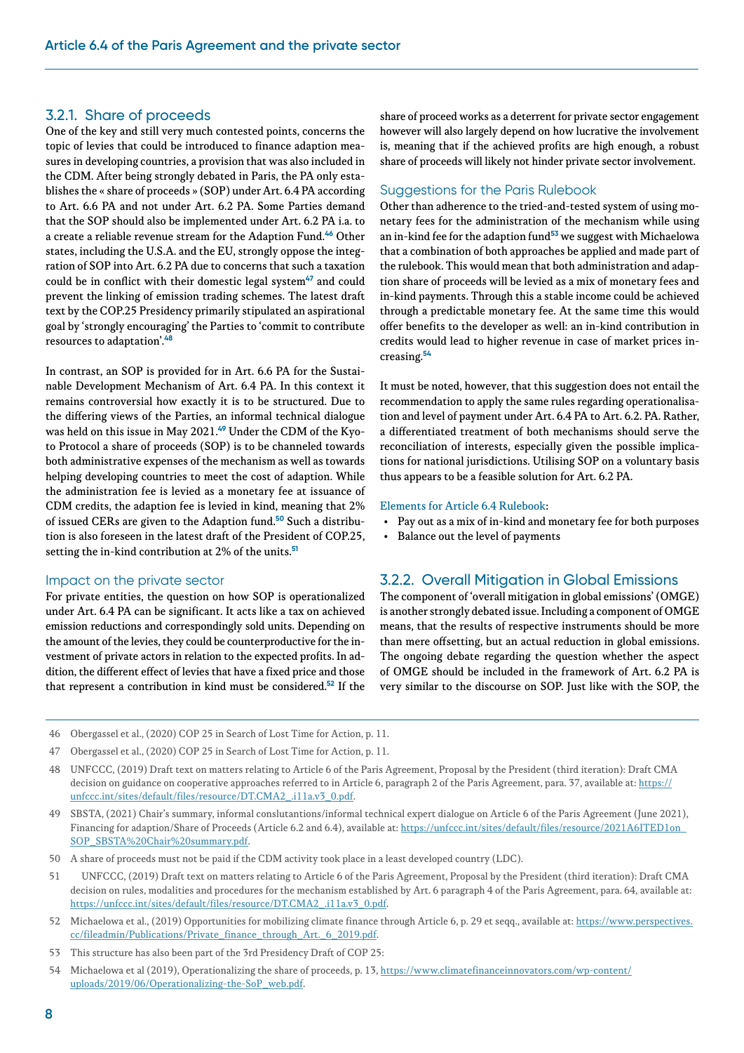### 3.2.1. Share of proceeds

One of the key and still very much contested points, concerns the topic of levies that could be introduced to finance adaption measures in developing countries, a provision that was also included in the CDM. After being strongly debated in Paris, the PA only establishes the « share of proceeds » (SOP) under Art. 6.4 PA according to Art. 6.6 PA and not under Art. 6.2 PA. Some Parties demand that the SOP should also be implemented under Art. 6.2 PA i.a. to a create a reliable revenue stream for the Adaption Fund.[46] Other states, including the U.S.A. and the EU, strongly oppose the integration of SOP into Art. 6.2 PA due to concerns that such a taxation could be in conflict with their domestic legal system[47] and could prevent the linking of emission trading schemes. The latest draft text by the COP.25 Presidency primarily stipulated an aspirational goal by 'strongly encouraging' the Parties to 'commit to contribute resources to adaptation'.[48]

In contrast, an SOP is provided for in Art. 6.6 PA for the Sustainable Development Mechanism of Art. 6.4 PA. In this context it remains controversial how exactly it is to be structured. Due to the differing views of the Parties, an informal technical dialogue was held on this issue in May 2021.[49] Under the CDM of the Kyoto Protocol a share of proceeds (SOP) is to be channeled towards both administrative expenses of the mechanism as well as towards helping developing countries to meet the cost of adaption. While the administration fee is levied as a monetary fee at issuance of CDM credits, the adaption fee is levied in kind, meaning that 2% of issued CERs are given to the Adaption fund.[50] Such a distribution is also foreseen in the latest draft of the President of COP.25, setting the in-kind contribution at 2% of the units.[51]

#### Impact on the private sector

For private entities, the question on how SOP is operationalized under Art. 6.4 PA can be significant. It acts like a tax on achieved emission reductions and correspondingly sold units. Depending on the amount of the levies, they could be counterproductive for the investment of private actors in relation to the expected profits. In addition, the different effect of levies that have a fixed price and those that represent a contribution in kind must be considered.[52] If the share of proceed works as a deterrent for private sector engagement however will also largely depend on how lucrative the involvement is, meaning that if the achieved profits are high enough, a robust share of proceeds will likely not hinder private sector involvement.

#### Suggestions for the Paris Rulebook

Other than adherence to the tried-and-tested system of using monetary fees for the administration of the mechanism while using an in-kind fee for the adaption fund[53] we suggest with Michaelowa that a combination of both approaches be applied and made part of the rulebook. This would mean that both administration and adaption share of proceeds will be levied as a mix of monetary fees and in-kind payments. Through this a stable income could be achieved through a predictable monetary fee. At the same time this would offer benefits to the developer as well: an in-kind contribution in credits would lead to higher revenue in case of market prices increasing.[54]

It must be noted, however, that this suggestion does not entail the recommendation to apply the same rules regarding operationalisation and level of payment under Art. 6.4 PA to Art. 6.2. PA. Rather, a differentiated treatment of both mechanisms should serve the reconciliation of interests, especially given the possible implications for national jurisdictions. Utilising SOP on a voluntary basis thus appears to be a feasible solution for Art. 6.2 PA.

Elements for Article 6.4 Rulebook:

- Pay out as a mix of in-kind and monetary fee for both purposes
- Balance out the level of payments

### 3.2.2. Overall Mitigation in Global Emissions

The component of 'overall mitigation in global emissions' (OMGE) is another strongly debated issue. Including a component of OMGE means, that the results of respective instruments should be more than mere offsetting, but an actual reduction in global emissions. The ongoing debate regarding the question whether the aspect of OMGE should be included in the framework of Art. 6.2 PA is very similar to the discourse on SOP. Just like with the SOP, the

---

46 Obergassel et al., (2020) COP 25 in Search of Lost Time for Action, p. 11.

47 Obergassel et al., (2020) COP 25 in Search of Lost Time for Action, p. 11.

48 UNFCCC, (2019) Draft text on matters relating to Article 6 of the Paris Agreement, Proposal by the President (third iteration): Draft CMA decision on guidance on cooperative approaches referred to in Article 6, paragraph 2 of the Paris Agreement, para. 37, available at: https://unfccc.int/sites/default/files/resource/DT.CMA2_.i11a.v3_0.pdf.

49 SBSTA, (2021) Chair's summary, informal conslutantions/informal technical expert dialogue on Article 6 of the Paris Agreement (June 2021), Financing for adaption/Share of Proceeds (Article 6.2 and 6.4), available at: https://unfccc.int/sites/default/files/resource/2021A6ITED1on_SOP_SBSTA%20Chair%20summary.pdf.

50 A share of proceeds must not be paid if the CDM activity took place in a least developed country (LDC).

51 UNFCCC, (2019) Draft text on matters relating to Article 6 of the Paris Agreement, Proposal by the President (third iteration): Draft CMA decision on rules, modalities and procedures for the mechanism established by Art. 6 paragraph 4 of the Paris Agreement, para. 64, available at: https://unfccc.int/sites/default/files/resource/DT.CMA2_.i11a.v3_0.pdf.

52 Michaelowa et al., (2019) Opportunities for mobilizing climate finance through Article 6, p. 29 et seqq., available at: https://www.perspectives.cc/fileadmin/Publications/Private_finance_through_Art._6_2019.pdf.

53 This structure has also been part of the 3rd Presidency Draft of COP 25:

54 Michaelowa et al (2019), Operationalizing the share of proceeds, p. 13, https://www.climatefinanceinnovators.com/wp-content/uploads/2019/06/Operationalizing-the-SoP_web.pdf.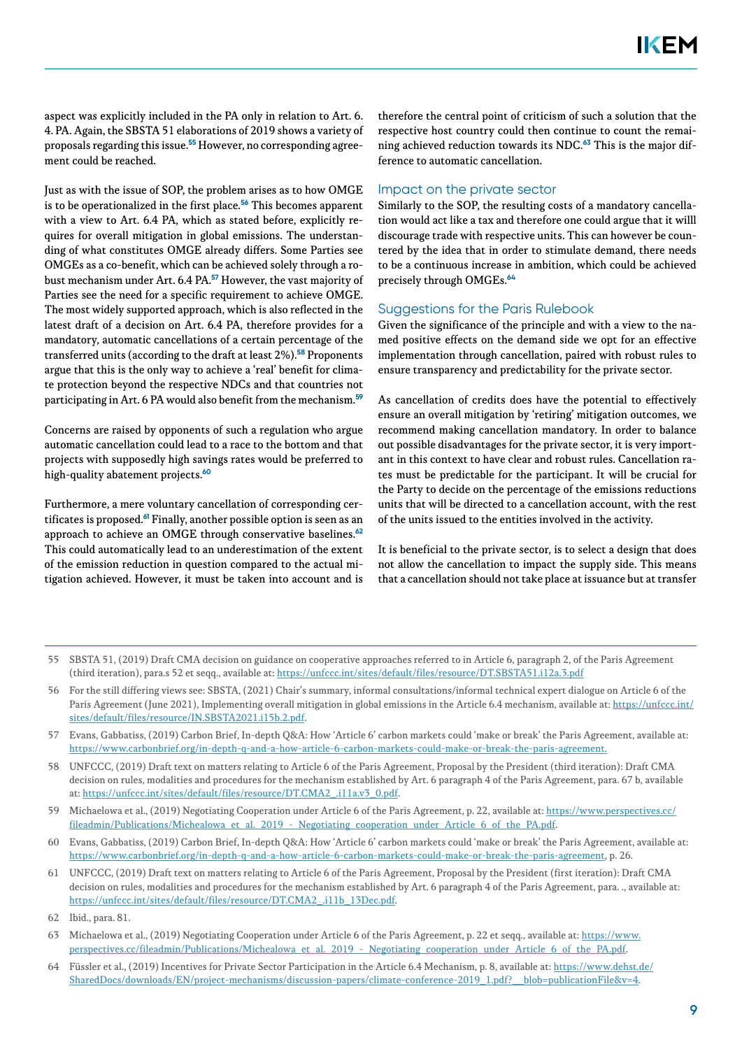aspect was explicitly included in the PA only in relation to Art. 6. 4. PA. Again, the SBSTA 51 elaborations of 2019 shows a variety of proposals regarding this issue.[55] However, no corresponding agreement could be reached.

Just as with the issue of SOP, the problem arises as to how OMGE is to be operationalized in the first place.[56] This becomes apparent with a view to Art. 6.4 PA, which as stated before, explicitly requires for overall mitigation in global emissions. The understanding of what constitutes OMGE already differs. Some Parties see OMGEs as a co-benefit, which can be achieved solely through a robust mechanism under Art. 6.4 PA.[57] However, the vast majority of Parties see the need for a specific requirement to achieve OMGE. The most widely supported approach, which is also reflected in the latest draft of a decision on Art. 6.4 PA, therefore provides for a mandatory, automatic cancellations of a certain percentage of the transferred units (according to the draft at least 2%).[58] Proponents argue that this is the only way to achieve a 'real' benefit for climate protection beyond the respective NDCs and that countries not participating in Art. 6 PA would also benefit from the mechanism.[59]

Concerns are raised by opponents of such a regulation who argue automatic cancellation could lead to a race to the bottom and that projects with supposedly high savings rates would be preferred to high-quality abatement projects.[60]

Furthermore, a mere voluntary cancellation of corresponding certificates is proposed.[61] Finally, another possible option is seen as an approach to achieve an OMGE through conservative baselines.[62] This could automatically lead to an underestimation of the extent of the emission reduction in question compared to the actual mitigation achieved. However, it must be taken into account and is therefore the central point of criticism of such a solution that the respective host country could then continue to count the remaining achieved reduction towards its NDC.[63] This is the major difference to automatic cancellation.

## Impact on the private sector

Similarly to the SOP, the resulting costs of a mandatory cancellation would act like a tax and therefore one could argue that it willl discourage trade with respective units. This can however be countered by the idea that in order to stimulate demand, there needs to be a continuous increase in ambition, which could be achieved precisely through OMGEs.[64]

## Suggestions for the Paris Rulebook

Given the significance of the principle and with a view to the named positive effects on the demand side we opt for an effective implementation through cancellation, paired with robust rules to ensure transparency and predictability for the private sector.

As cancellation of credits does have the potential to effectively ensure an overall mitigation by 'retiring' mitigation outcomes, we recommend making cancellation mandatory. In order to balance out possible disadvantages for the private sector, it is very important in this context to have clear and robust rules. Cancellation rates must be predictable for the participant. It will be crucial for the Party to decide on the percentage of the emissions reductions units that will be directed to a cancellation account, with the rest of the units issued to the entities involved in the activity.

It is beneficial to the private sector, is to select a design that does not allow the cancellation to impact the supply side. This means that a cancellation should not take place at issuance but at transfer

---

55 SBSTA 51, (2019) Draft CMA decision on guidance on cooperative approaches referred to in Article 6, paragraph 2, of the Paris Agreement (third iteration), para.s 52 et seqq., available at: https://unfccc.int/sites/default/files/resource/DT.SBSTA51.i12a.3.pdf

56 For the still differing views see: SBSTA, (2021) Chair's summary, informal consultations/informal technical expert dialogue on Article 6 of the Paris Agreement (June 2021), Implementing overall mitigation in global emissions in the Article 6.4 mechanism, available at: https://unfccc.int/sites/default/files/resource/IN.SBSTA2021.i15b.2.pdf.

57 Evans, Gabbatiss, (2019) Carbon Brief, In-depth Q&A: How 'Article 6' carbon markets could 'make or break' the Paris Agreement, available at: https://www.carbonbrief.org/in-depth-q-and-a-how-article-6-carbon-markets-could-make-or-break-the-paris-agreement.

58 UNFCCC, (2019) Draft text on matters relating to Article 6 of the Paris Agreement, Proposal by the President (third iteration): Draft CMA decision on rules, modalities and procedures for the mechanism established by Art. 6 paragraph 4 of the Paris Agreement, para. 67 b, available at: https://unfccc.int/sites/default/files/resource/DT.CMA2_.i11a.v3_0.pdf.

59 Michaelowa et al., (2019) Negotiating Cooperation under Article 6 of the Paris Agreement, p. 22, available at: https://www.perspectives.cc/fileadmin/Publications/Michealowa_et_al._2019_-_Negotiating_cooperation_under_Article_6_of_the_PA.pdf.

60 Evans, Gabbatiss, (2019) Carbon Brief, In-depth Q&A: How 'Article 6' carbon markets could 'make or break' the Paris Agreement, available at: https://www.carbonbrief.org/in-depth-q-and-a-how-article-6-carbon-markets-could-make-or-break-the-paris-agreement, p. 26.

61 UNFCCC, (2019) Draft text on matters relating to Article 6 of the Paris Agreement, Proposal by the President (first iteration): Draft CMA decision on rules, modalities and procedures for the mechanism established by Art. 6 paragraph 4 of the Paris Agreement, para. ., available at: https://unfccc.int/sites/default/files/resource/DT.CMA2_.i11b_13Dec.pdf.

62 Ibid., para. 81.

63 Michaelowa et al., (2019) Negotiating Cooperation under Article 6 of the Paris Agreement, p. 22 et seqq., available at: https://www.perspectives.cc/fileadmin/Publications/Michealowa_et_al._2019_-_Negotiating_cooperation_under_Article_6_of_the_PA.pdf.

64 Füssler et al., (2019) Incentives for Private Sector Participation in the Article 6.4 Mechanism, p. 8, available at: https://www.dehst.de/SharedDocs/downloads/EN/project-mechanisms/discussion-papers/climate-conference-2019_1.pdf?__blob=publicationFile&v=4.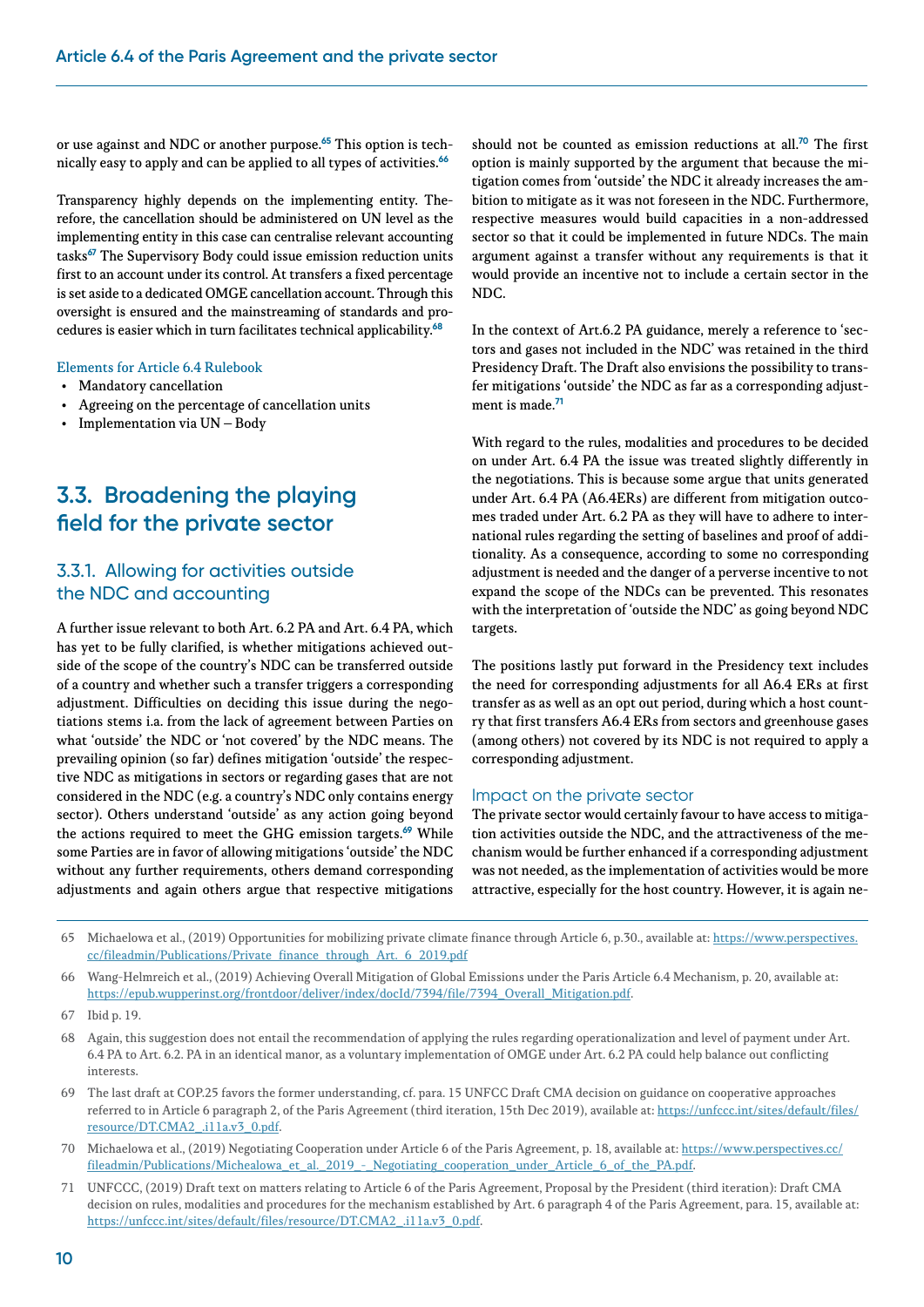or use against and NDC or another purpose.[65] This option is technically easy to apply and can be applied to all types of activities.[66]

Transparency highly depends on the implementing entity. Therefore, the cancellation should be administered on UN level as the implementing entity in this case can centralise relevant accounting tasks[67] The Supervisory Body could issue emission reduction units first to an account under its control. At transfers a fixed percentage is set aside to a dedicated OMGE cancellation account. Through this oversight is ensured and the mainstreaming of standards and procedures is easier which in turn facilitates technical applicability.[68]

Elements for Article 6.4 Rulebook

- Mandatory cancellation
- Agreeing on the percentage of cancellation units
- Implementation via UN – Body

## 3.3. Broadening the playing field for the private sector

### 3.3.1. Allowing for activities outside the NDC and accounting

A further issue relevant to both Art. 6.2 PA and Art. 6.4 PA, which has yet to be fully clarified, is whether mitigations achieved outside of the scope of the country's NDC can be transferred outside of a country and whether such a transfer triggers a corresponding adjustment. Difficulties on deciding this issue during the negotiations stems i.a. from the lack of agreement between Parties on what 'outside' the NDC or 'not covered' by the NDC means. The prevailing opinion (so far) defines mitigation 'outside' the respective NDC as mitigations in sectors or regarding gases that are not considered in the NDC (e.g. a country's NDC only contains energy sector). Others understand 'outside' as any action going beyond the actions required to meet the GHG emission targets.[69] While some Parties are in favor of allowing mitigations 'outside' the NDC without any further requirements, others demand corresponding adjustments and again others argue that respective mitigations should not be counted as emission reductions at all.[70] The first option is mainly supported by the argument that because the mitigation comes from 'outside' the NDC it already increases the ambition to mitigate as it was not foreseen in the NDC. Furthermore, respective measures would build capacities in a non-addressed sector so that it could be implemented in future NDCs. The main argument against a transfer without any requirements is that it would provide an incentive not to include a certain sector in the NDC.

In the context of Art.6.2 PA guidance, merely a reference to 'sectors and gases not included in the NDC' was retained in the third Presidency Draft. The Draft also envisions the possibility to transfer mitigations 'outside' the NDC as far as a corresponding adjustment is made.[71]

With regard to the rules, modalities and procedures to be decided on under Art. 6.4 PA the issue was treated slightly differently in the negotiations. This is because some argue that units generated under Art. 6.4 PA (A6.4ERs) are different from mitigation outcomes traded under Art. 6.2 PA as they will have to adhere to international rules regarding the setting of baselines and proof of additionality. As a consequence, according to some no corresponding adjustment is needed and the danger of a perverse incentive to not expand the scope of the NDCs can be prevented. This resonates with the interpretation of 'outside the NDC' as going beyond NDC targets.

The positions lastly put forward in the Presidency text includes the need for corresponding adjustments for all A6.4 ERs at first transfer as as well as an opt out period, during which a host country that first transfers A6.4 ERs from sectors and greenhouse gases (among others) not covered by its NDC is not required to apply a corresponding adjustment.

#### Impact on the private sector

The private sector would certainly favour to have access to mitigation activities outside the NDC, and the attractiveness of the mechanism would be further enhanced if a corresponding adjustment was not needed, as the implementation of activities would be more attractive, especially for the host country. However, it is again ne-

---

65 Michaelowa et al., (2019) Opportunities for mobilizing private climate finance through Article 6, p.30., available at: https://www.perspectives.cc/fileadmin/Publications/Private_finance_through_Art._6_2019.pdf

66 Wang-Helmreich et al., (2019) Achieving Overall Mitigation of Global Emissions under the Paris Article 6.4 Mechanism, p. 20, available at: https://epub.wupperinst.org/frontdoor/deliver/index/docId/7394/file/7394_Overall_Mitigation.pdf.

67 Ibid p. 19.

68 Again, this suggestion does not entail the recommendation of applying the rules regarding operationalization and level of payment under Art. 6.4 PA to Art. 6.2. PA in an identical manor, as a voluntary implementation of OMGE under Art. 6.2 PA could help balance out conflicting interests.

69 The last draft at COP.25 favors the former understanding, cf. para. 15 UNFCC Draft CMA decision on guidance on cooperative approaches referred to in Article 6 paragraph 2, of the Paris Agreement (third iteration, 15th Dec 2019), available at: https://unfccc.int/sites/default/files/resource/DT.CMA2_.i11a.v3_0.pdf.

70 Michaelowa et al., (2019) Negotiating Cooperation under Article 6 of the Paris Agreement, p. 18, available at: https://www.perspectives.cc/fileadmin/Publications/Michealowa_et_al._2019_-_Negotiating_cooperation_under_Article_6_of_the_PA.pdf.

71 UNFCCC, (2019) Draft text on matters relating to Article 6 of the Paris Agreement, Proposal by the President (third iteration): Draft CMA decision on rules, modalities and procedures for the mechanism established by Art. 6 paragraph 4 of the Paris Agreement, para. 15, available at: https://unfccc.int/sites/default/files/resource/DT.CMA2_.i11a.v3_0.pdf.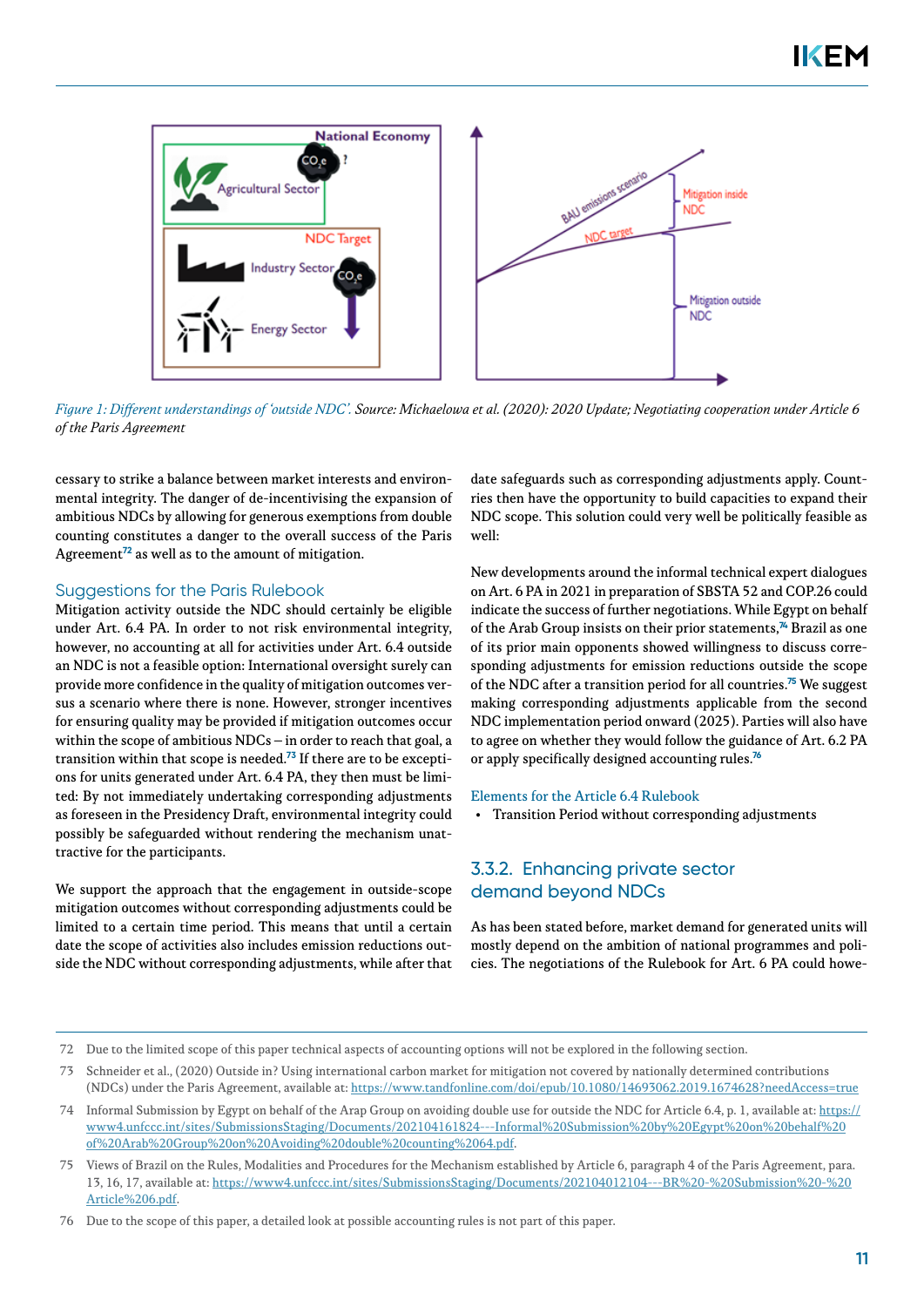*Figure 1: Different understandings of 'outside NDC'.* *Source: Michaelowa et al. (2020): 2020 Update; Negotiating cooperation under Article 6 of the Paris Agreement*

cessary to strike a balance between market interests and environmental integrity. The danger of de-incentivising the expansion of ambitious NDCs by allowing for generous exemptions from double counting constitutes a danger to the overall success of the Paris Agreement[72] as well as to the amount of mitigation.

## Suggestions for the Paris Rulebook

Mitigation activity outside the NDC should certainly be eligible under Art. 6.4 PA. In order to not risk environmental integrity, however, no accounting at all for activities under Art. 6.4 outside an NDC is not a feasible option: International oversight surely can provide more confidence in the quality of mitigation outcomes versus a scenario where there is none. However, stronger incentives for ensuring quality may be provided if mitigation outcomes occur within the scope of ambitious NDCs – in order to reach that goal, a transition within that scope is needed.[73] If there are to be exceptions for units generated under Art. 6.4 PA, they then must be limited: By not immediately undertaking corresponding adjustments as foreseen in the Presidency Draft, environmental integrity could possibly be safeguarded without rendering the mechanism unattractive for the participants.

We support the approach that the engagement in outside-scope mitigation outcomes without corresponding adjustments could be limited to a certain time period. This means that until a certain date the scope of activities also includes emission reductions outside the NDC without corresponding adjustments, while after that date safeguards such as corresponding adjustments apply. Countries then have the opportunity to build capacities to expand their NDC scope. This solution could very well be politically feasible as well:

New developments around the informal technical expert dialogues on Art. 6 PA in 2021 in preparation of SBSTA 52 and COP.26 could indicate the success of further negotiations. While Egypt on behalf of the Arab Group insists on their prior statements,[74] Brazil as one of its prior main opponents showed willingness to discuss corresponding adjustments for emission reductions outside the scope of the NDC after a transition period for all countries.[75] We suggest making corresponding adjustments applicable from the second NDC implementation period onward (2025). Parties will also have to agree on whether they would follow the guidance of Art. 6.2 PA or apply specifically designed accounting rules.[76]

### Elements for the Article 6.4 Rulebook

- Transition Period without corresponding adjustments

## 3.3.2. Enhancing private sector demand beyond NDCs

As has been stated before, market demand for generated units will mostly depend on the ambition of national programmes and policies. The negotiations of the Rulebook for Art. 6 PA could howe-

---

72 Due to the limited scope of this paper technical aspects of accounting options will not be explored in the following section.

73 Schneider et al., (2020) Outside in? Using international carbon market for mitigation not covered by nationally determined contributions (NDCs) under the Paris Agreement, available at: https://www.tandfonline.com/doi/epub/10.1080/14693062.2019.1674628?needAccess=true

74 Informal Submission by Egypt on behalf of the Arap Group on avoiding double use for outside the NDC for Article 6.4, p. 1, available at: https://www4.unfccc.int/sites/SubmissionsStaging/Documents/202104161824---Informal%20Submission%20by%20Egypt%20on%20behalf%20of%20Arab%20Group%20on%20Avoiding%20double%20counting%2064.pdf.

75 Views of Brazil on the Rules, Modalities and Procedures for the Mechanism established by Article 6, paragraph 4 of the Paris Agreement, para. 13, 16, 17, available at: https://www4.unfccc.int/sites/SubmissionsStaging/Documents/202104012104---BR%20-%20Submission%20-%20Article%206.pdf.

76 Due to the scope of this paper, a detailed look at possible accounting rules is not part of this paper.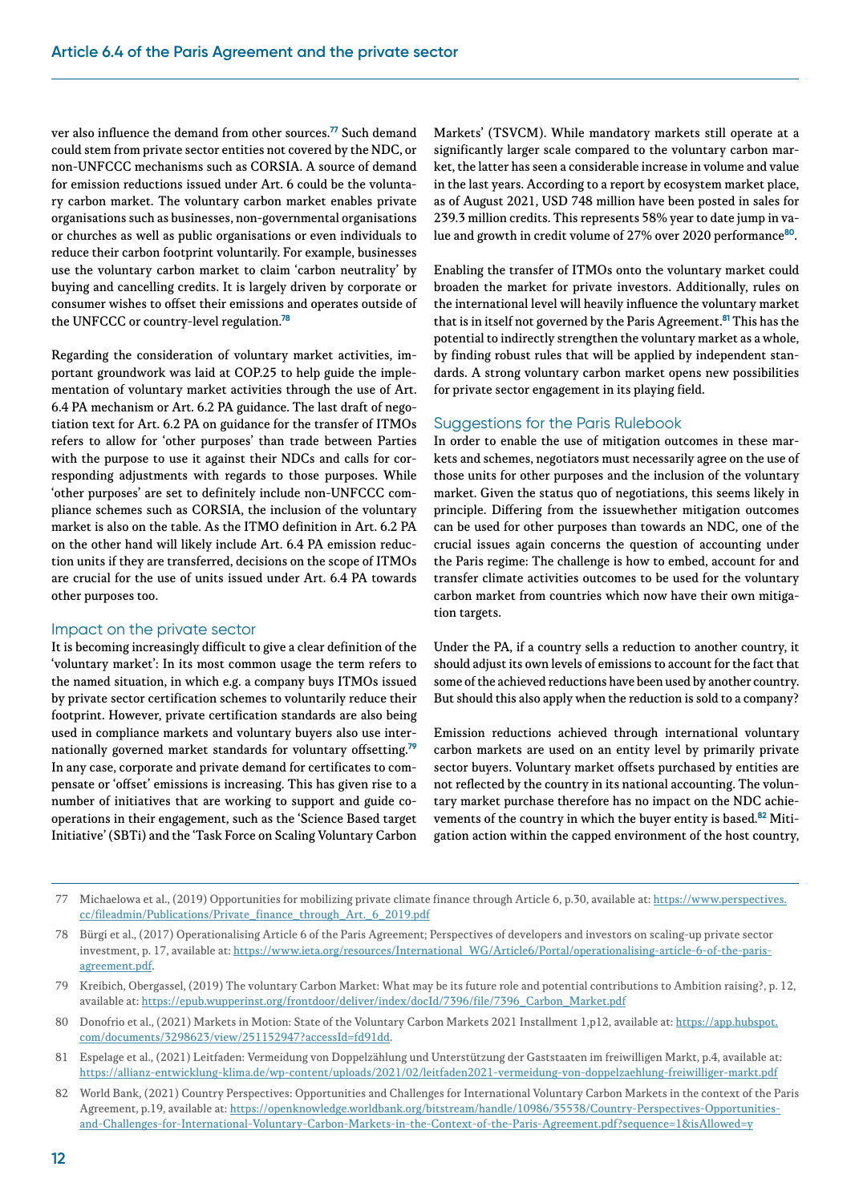ver also influence the demand from other sources.[77] Such demand could stem from private sector entities not covered by the NDC, or non-UNFCCC mechanisms such as CORSIA. A source of demand for emission reductions issued under Art. 6 could be the voluntary carbon market. The voluntary carbon market enables private organisations such as businesses, non-governmental organisations or churches as well as public organisations or even individuals to reduce their carbon footprint voluntarily. For example, businesses use the voluntary carbon market to claim 'carbon neutrality' by buying and cancelling credits. It is largely driven by corporate or consumer wishes to offset their emissions and operates outside of the UNFCCC or country-level regulation.[78]

Regarding the consideration of voluntary market activities, important groundwork was laid at COP.25 to help guide the implementation of voluntary market activities through the use of Art. 6.4 PA mechanism or Art. 6.2 PA guidance. The last draft of negotiation text for Art. 6.2 PA on guidance for the transfer of ITMOs refers to allow for 'other purposes' than trade between Parties with the purpose to use it against their NDCs and calls for corresponding adjustments with regards to those purposes. While 'other purposes' are set to definitely include non-UNFCCC compliance schemes such as CORSIA, the inclusion of the voluntary market is also on the table. As the ITMO definition in Art. 6.2 PA on the other hand will likely include Art. 6.4 PA emission reduction units if they are transferred, decisions on the scope of ITMOs are crucial for the use of units issued under Art. 6.4 PA towards other purposes too.

## Impact on the private sector

It is becoming increasingly difficult to give a clear definition of the 'voluntary market': In its most common usage the term refers to the named situation, in which e.g. a company buys ITMOs issued by private sector certification schemes to voluntarily reduce their footprint. However, private certification standards are also being used in compliance markets and voluntary buyers also use internationally governed market standards for voluntary offsetting.[79] In any case, corporate and private demand for certificates to compensate or 'offset' emissions is increasing. This has given rise to a number of initiatives that are working to support and guide cooperations in their engagement, such as the 'Science Based target Initiative' (SBTi) and the 'Task Force on Scaling Voluntary Carbon Markets' (TSVCM). While mandatory markets still operate at a significantly larger scale compared to the voluntary carbon market, the latter has seen a considerable increase in volume and value in the last years. According to a report by ecosystem market place, as of August 2021, USD 748 million have been posted in sales for 239.3 million credits. This represents 58% year to date jump in value and growth in credit volume of 27% over 2020 performance[80].

Enabling the transfer of ITMOs onto the voluntary market could broaden the market for private investors. Additionally, rules on the international level will heavily influence the voluntary market that is in itself not governed by the Paris Agreement.[81] This has the potential to indirectly strengthen the voluntary market as a whole, by finding robust rules that will be applied by independent standards. A strong voluntary carbon market opens new possibilities for private sector engagement in its playing field.

## Suggestions for the Paris Rulebook

In order to enable the use of mitigation outcomes in these markets and schemes, negotiators must necessarily agree on the use of those units for other purposes and the inclusion of the voluntary market. Given the status quo of negotiations, this seems likely in principle. Differing from the issuewhether mitigation outcomes can be used for other purposes than towards an NDC, one of the crucial issues again concerns the question of accounting under the Paris regime: The challenge is how to embed, account for and transfer climate activities outcomes to be used for the voluntary carbon market from countries which now have their own mitigation targets.

Under the PA, if a country sells a reduction to another country, it should adjust its own levels of emissions to account for the fact that some of the achieved reductions have been used by another country. But should this also apply when the reduction is sold to a company?

Emission reductions achieved through international voluntary carbon markets are used on an entity level by primarily private sector buyers. Voluntary market offsets purchased by entities are not reflected by the country in its national accounting. The voluntary market purchase therefore has no impact on the NDC achievements of the country in which the buyer entity is based.[82] Mitigation action within the capped environment of the host country,

---

77 Michaelowa et al., (2019) Opportunities for mobilizing private climate finance through Article 6, p.30, available at: https://www.perspectives.cc/fileadmin/Publications/Private_finance_through_Art._6_2019.pdf

78 Bürgi et al., (2017) Operationalising Article 6 of the Paris Agreement; Perspectives of developers and investors on scaling-up private sector investment, p. 17, available at: https://www.ieta.org/resources/International_WG/Article6/Portal/operationalising-article-6-of-the-paris-agreement.pdf.

79 Kreibich, Obergassel, (2019) The voluntary Carbon Market: What may be its future role and potential contributions to Ambition raising?, p. 12, available at: https://epub.wupperinst.org/frontdoor/deliver/index/docId/7396/file/7396_Carbon_Market.pdf

80 Donofrio et al., (2021) Markets in Motion: State of the Voluntary Carbon Markets 2021 Installment 1,p12, available at: https://app.hubspot.com/documents/3298623/view/251152947?accessId=fd91dd.

81 Espelage et al., (2021) Leitfaden: Vermeidung von Doppelzählung und Unterstützung der Gaststaaten im freiwilligen Markt, p.4, available at: https://allianz-entwicklung-klima.de/wp-content/uploads/2021/02/leitfaden2021-vermeidung-von-doppelzaehlung-freiwilliger-markt.pdf

82 World Bank, (2021) Country Perspectives: Opportunities and Challenges for International Voluntary Carbon Markets in the context of the Paris Agreement, p.19, available at: https://openknowledge.worldbank.org/bitstream/handle/10986/35538/Country-Perspectives-Opportunities-and-Challenges-for-International-Voluntary-Carbon-Markets-in-the-Context-of-the-Paris-Agreement.pdf?sequence=1&isAllowed=y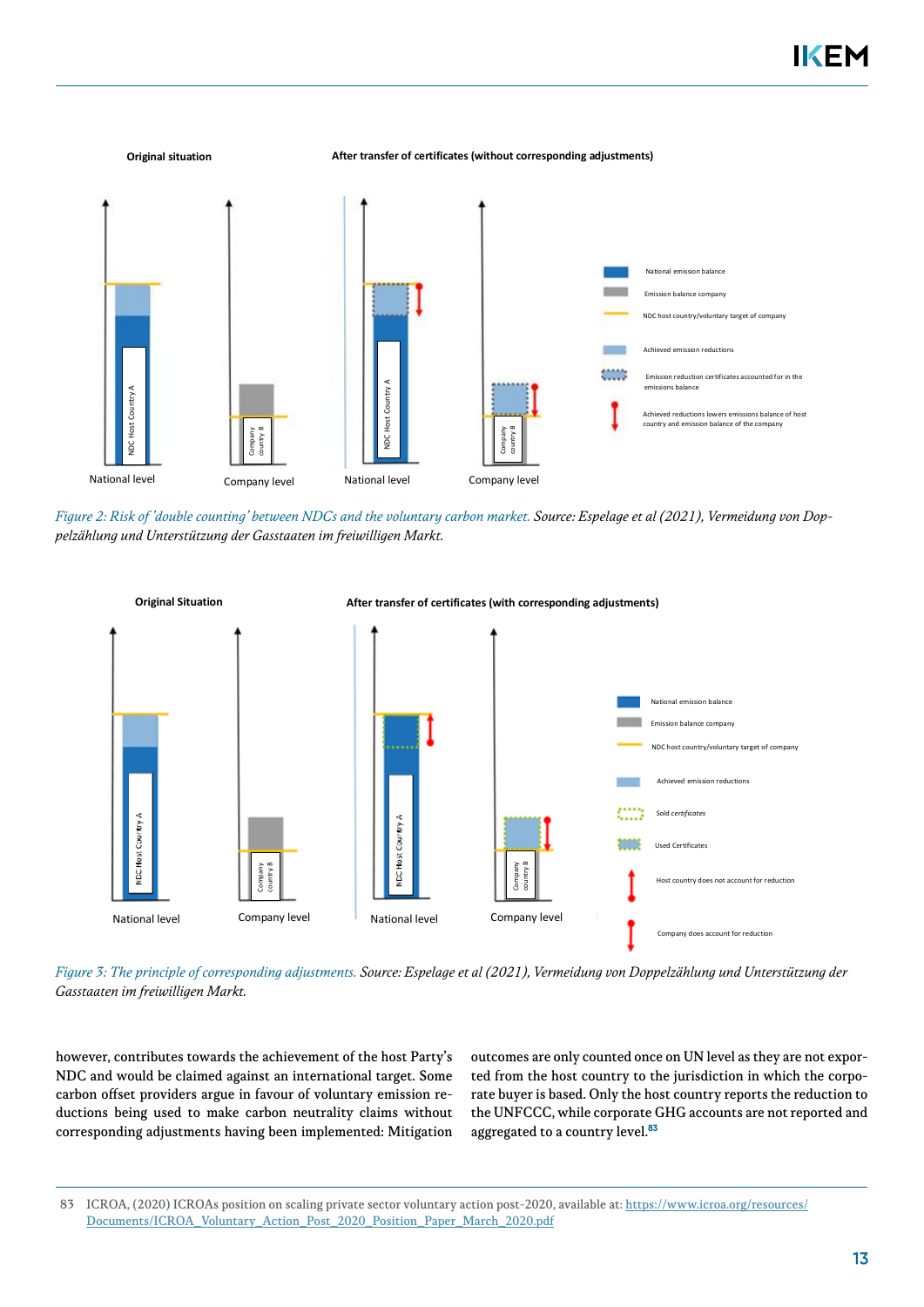*Figure 2: Risk of 'double counting' between NDCs and the voluntary carbon market. Source: Espelage et al (2021), Vermeidung von Doppelzählung und Unterstützung der Gasstaaten im freiwilligen Markt.*

*Figure 3: The principle of corresponding adjustments. Source: Espelage et al (2021), Vermeidung von Doppelzählung und Unterstützung der Gasstaaten im freiwilligen Markt.*

however, contributes towards the achievement of the host Party's NDC and would be claimed against an international target. Some carbon offset providers argue in favour of voluntary emission reductions being used to make carbon neutrality claims without corresponding adjustments having been implemented: Mitigation outcomes are only counted once on UN level as they are not exported from the host country to the jurisdiction in which the corporate buyer is based. Only the host country reports the reduction to the UNFCCC, while corporate GHG accounts are not reported and aggregated to a country level.[83]

---

83 ICROA, (2020) ICROAs position on scaling private sector voluntary action post-2020, available at: https://www.icroa.org/resources/Documents/ICROA_Voluntary_Action_Post_2020_Position_Paper_March_2020.pdf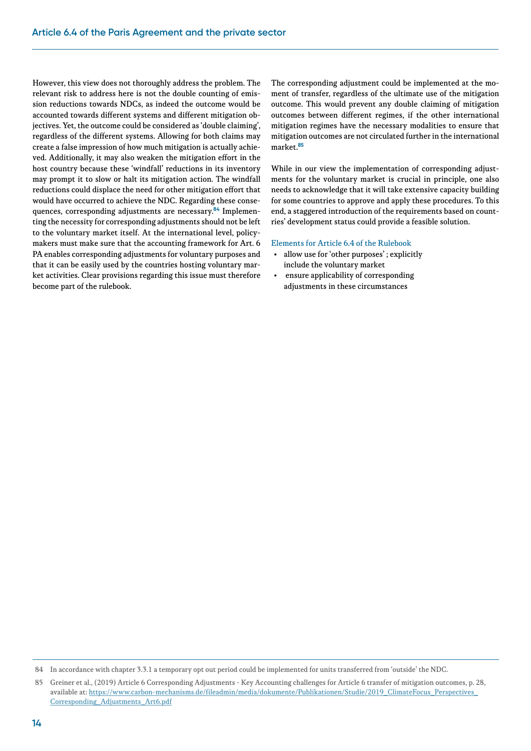However, this view does not thoroughly address the problem. The relevant risk to address here is not the double counting of emission reductions towards NDCs, as indeed the outcome would be accounted towards different systems and different mitigation objectives. Yet, the outcome could be considered as 'double claiming', regardless of the different systems. Allowing for both claims may create a false impression of how much mitigation is actually achieved. Additionally, it may also weaken the mitigation effort in the host country because these 'windfall' reductions in its inventory may prompt it to slow or halt its mitigation action. The windfall reductions could displace the need for other mitigation effort that would have occurred to achieve the NDC. Regarding these consequences, corresponding adjustments are necessary.[84] Implementing the necessity for corresponding adjustments should not be left to the voluntary market itself. At the international level, policymakers must make sure that the accounting framework for Art. 6 PA enables corresponding adjustments for voluntary purposes and that it can be easily used by the countries hosting voluntary market activities. Clear provisions regarding this issue must therefore become part of the rulebook.

The corresponding adjustment could be implemented at the moment of transfer, regardless of the ultimate use of the mitigation outcome. This would prevent any double claiming of mitigation outcomes between different regimes, if the other international mitigation regimes have the necessary modalities to ensure that mitigation outcomes are not circulated further in the international market.[85]

While in our view the implementation of corresponding adjustments for the voluntary market is crucial in principle, one also needs to acknowledge that it will take extensive capacity building for some countries to approve and apply these procedures. To this end, a staggered introduction of the requirements based on countries' development status could provide a feasible solution.

**Elements for Article 6.4 of the Rulebook**

- allow use for 'other purposes' ; explicitly include the voluntary market
- ensure applicability of corresponding adjustments in these circumstances

---

84 In accordance with chapter 3.3.1 a temporary opt out period could be implemented for units transferred from 'outside' the NDC.

85 Greiner et al., (2019) Article 6 Corresponding Adjustments - Key Accounting challenges for Article 6 transfer of mitigation outcomes, p. 28, available at: https://www.carbon-mechanisms.de/fileadmin/media/dokumente/Publikationen/Studie/2019_ClimateFocus_Perspectives_Corresponding_Adjustments_Art6.pdf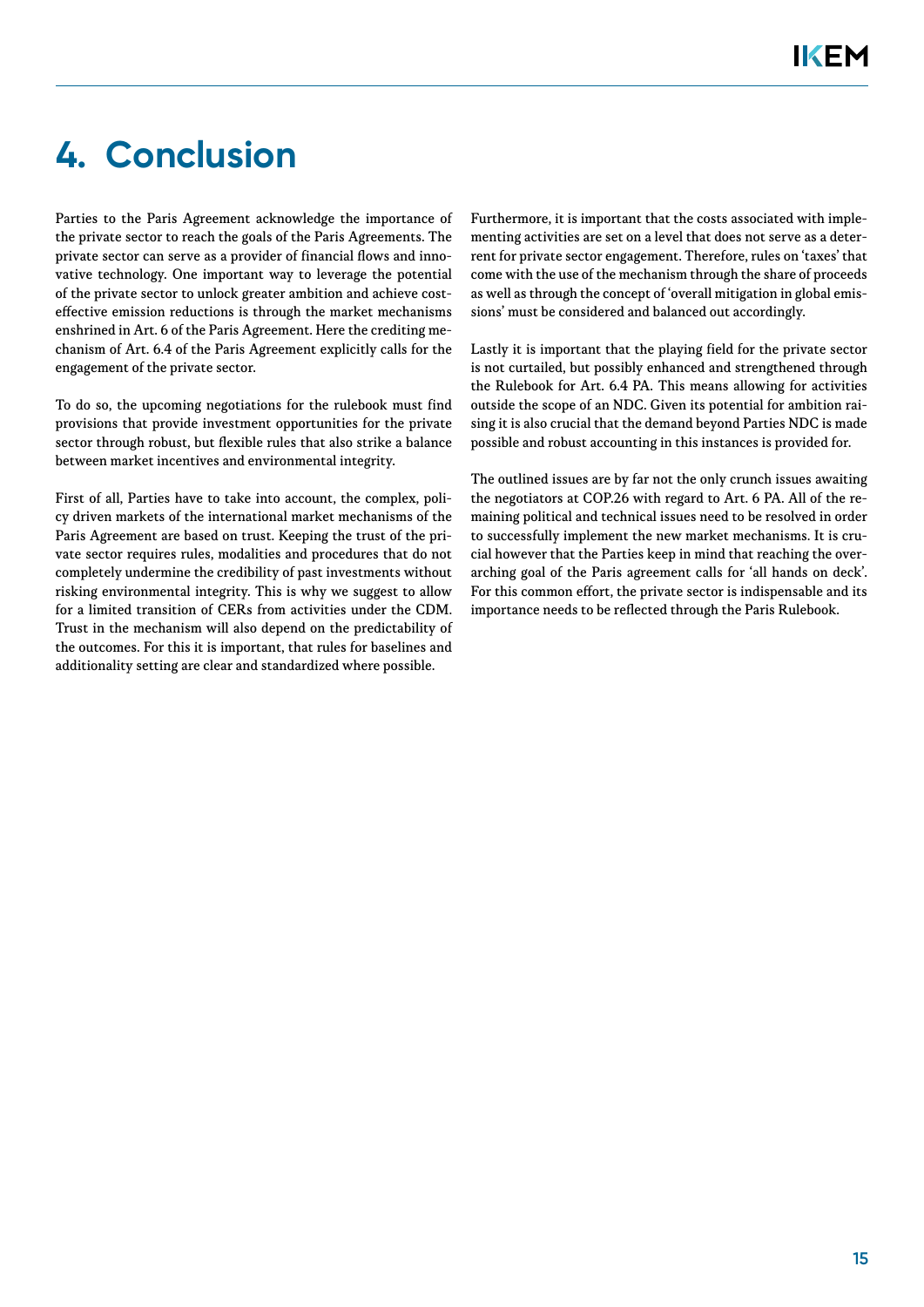# 4. Conclusion

Parties to the Paris Agreement acknowledge the importance of the private sector to reach the goals of the Paris Agreements. The private sector can serve as a provider of financial flows and innovative technology. One important way to leverage the potential of the private sector to unlock greater ambition and achieve cost-effective emission reductions is through the market mechanisms enshrined in Art. 6 of the Paris Agreement. Here the crediting mechanism of Art. 6.4 of the Paris Agreement explicitly calls for the engagement of the private sector.

To do so, the upcoming negotiations for the rulebook must find provisions that provide investment opportunities for the private sector through robust, but flexible rules that also strike a balance between market incentives and environmental integrity.

First of all, Parties have to take into account, the complex, policy driven markets of the international market mechanisms of the Paris Agreement are based on trust. Keeping the trust of the private sector requires rules, modalities and procedures that do not completely undermine the credibility of past investments without risking environmental integrity. This is why we suggest to allow for a limited transition of CERs from activities under the CDM. Trust in the mechanism will also depend on the predictability of the outcomes. For this it is important, that rules for baselines and additionality setting are clear and standardized where possible.

Furthermore, it is important that the costs associated with implementing activities are set on a level that does not serve as a deterrent for private sector engagement. Therefore, rules on 'taxes' that come with the use of the mechanism through the share of proceeds as well as through the concept of 'overall mitigation in global emissions' must be considered and balanced out accordingly.

Lastly it is important that the playing field for the private sector is not curtailed, but possibly enhanced and strengthened through the Rulebook for Art. 6.4 PA. This means allowing for activities outside the scope of an NDC. Given its potential for ambition raising it is also crucial that the demand beyond Parties NDC is made possible and robust accounting in this instances is provided for.

The outlined issues are by far not the only crunch issues awaiting the negotiators at COP.26 with regard to Art. 6 PA. All of the remaining political and technical issues need to be resolved in order to successfully implement the new market mechanisms. It is crucial however that the Parties keep in mind that reaching the overarching goal of the Paris agreement calls for 'all hands on deck'. For this common effort, the private sector is indispensable and its importance needs to be reflected through the Paris Rulebook.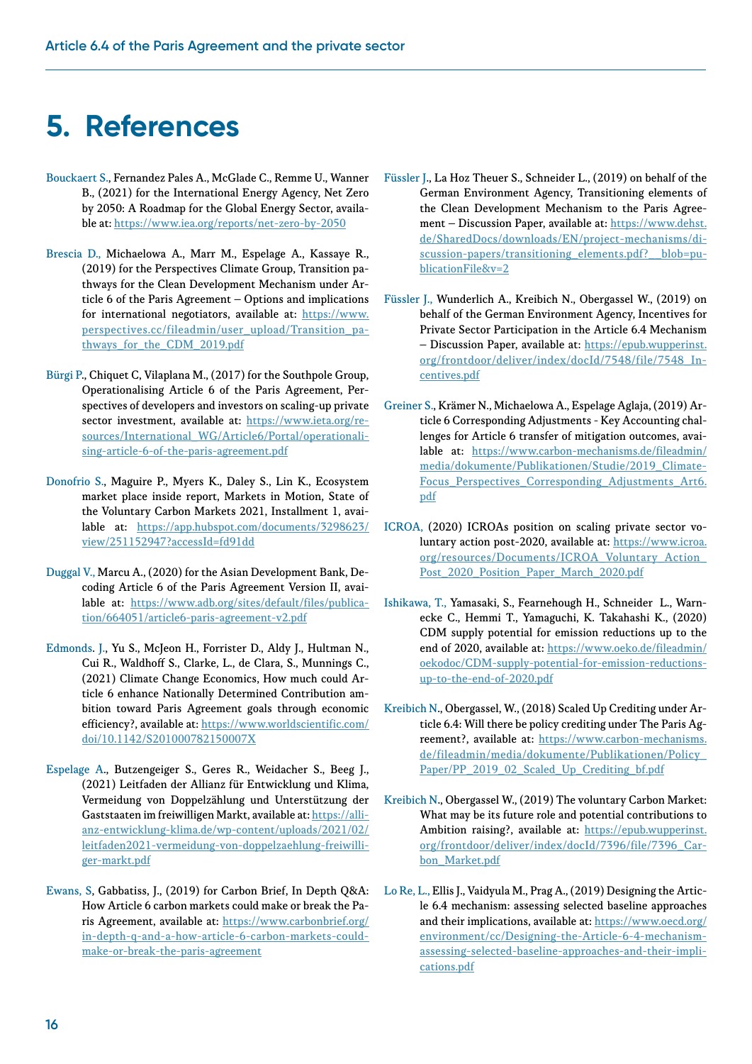# 5. References

Bouckaert S., Fernandez Pales A., McGlade C., Remme U., Wanner B., (2021) for the International Energy Agency, Net Zero by 2050: A Roadmap for the Global Energy Sector, available at: https://www.iea.org/reports/net-zero-by-2050

Brescia D., Michaelowa A., Marr M., Espelage A., Kassaye R., (2019) for the Perspectives Climate Group, Transition pathways for the Clean Development Mechanism under Article 6 of the Paris Agreement – Options and implications for international negotiators, available at: https://www.perspectives.cc/fileadmin/user_upload/Transition_pathways_for_the_CDM_2019.pdf

Bürgi P., Chiquet C, Vilaplana M., (2017) for the Southpole Group, Operationalising Article 6 of the Paris Agreement, Perspectives of developers and investors on scaling-up private sector investment, available at: https://www.ieta.org/resources/International_WG/Article6/Portal/operationalising-article-6-of-the-paris-agreement.pdf

Donofrio S., Maguire P., Myers K., Daley S., Lin K., Ecosystem market place inside report, Markets in Motion, State of the Voluntary Carbon Markets 2021, Installment 1, available at: https://app.hubspot.com/documents/3298623/view/251152947?accessId=fd91dd

Duggal V., Marcu A., (2020) for the Asian Development Bank, Decoding Article 6 of the Paris Agreement Version II, available at: https://www.adb.org/sites/default/files/publication/664051/article6-paris-agreement-v2.pdf

Edmonds. J., Yu S., McJeon H., Forrister D., Aldy J., Hultman N., Cui R., Waldhoff S., Clarke, L., de Clara, S., Munnings C., (2021) Climate Change Economics, How much could Article 6 enhance Nationally Determined Contribution ambition toward Paris Agreement goals through economic efficiency?, available at: https://www.worldscientific.com/doi/10.1142/S201000782150007X

Espelage A., Butzengeiger S., Geres R., Weidacher S., Beeg J., (2021) Leitfaden der Allianz für Entwicklung und Klima, Vermeidung von Doppelzählung und Unterstützung der Gaststaaten im freiwilligen Markt, available at: https://allianz-entwicklung-klima.de/wp-content/uploads/2021/02/leitfaden2021-vermeidung-von-doppelzaehlung-freiwilliger-markt.pdf

Ewans, S, Gabbatiss, J., (2019) for Carbon Brief, In Depth Q&A: How Article 6 carbon markets could make or break the Paris Agreement, available at: https://www.carbonbrief.org/in-depth-q-and-a-how-article-6-carbon-markets-could-make-or-break-the-paris-agreement

Füssler J., La Hoz Theuer S., Schneider L., (2019) on behalf of the German Environment Agency, Transitioning elements of the Clean Development Mechanism to the Paris Agreement – Discussion Paper, available at: https://www.dehst.de/SharedDocs/downloads/EN/project-mechanisms/discussion-papers/transitioning_elements.pdf?__blob=publicationFile&v=2

Füssler J., Wunderlich A., Kreibich N., Obergassel W., (2019) on behalf of the German Environment Agency, Incentives for Private Sector Participation in the Article 6.4 Mechanism – Discussion Paper, available at: https://epub.wupperinst.org/frontdoor/deliver/index/docId/7548/file/7548_Incentives.pdf

Greiner S., Krämer N., Michaelowa A., Espelage Aglaja, (2019) Article 6 Corresponding Adjustments - Key Accounting challenges for Article 6 transfer of mitigation outcomes, available at: https://www.carbon-mechanisms.de/fileadmin/media/dokumente/Publikationen/Studie/2019_Climate-Focus_Perspectives_Corresponding_Adjustments_Art6.pdf

ICROA, (2020) ICROAs position on scaling private sector voluntary action post-2020, available at: https://www.icroa.org/resources/Documents/ICROA_Voluntary_Action_Post_2020_Position_Paper_March_2020.pdf

Ishikawa, T., Yamasaki, S., Fearnehough H., Schneider L., Warnecke C., Hemmi T., Yamaguchi, K. Takahashi K., (2020) CDM supply potential for emission reductions up to the end of 2020, available at: https://www.oeko.de/fileadmin/oekodoc/CDM-supply-potential-for-emission-reductions-up-to-the-end-of-2020.pdf

Kreibich N., Obergassel, W., (2018) Scaled Up Crediting under Article 6.4: Will there be policy crediting under The Paris Agreement?, available at: https://www.carbon-mechanisms.de/fileadmin/media/dokumente/Publikationen/Policy_Paper/PP_2019_02_Scaled_Up_Crediting_bf.pdf

Kreibich N., Obergassel W., (2019) The voluntary Carbon Market: What may be its future role and potential contributions to Ambition raising?, available at: https://epub.wupperinst.org/frontdoor/deliver/index/docId/7396/file/7396_Carbon_Market.pdf

Lo Re, L., Ellis J., Vaidyula M., Prag A., (2019) Designing the Article 6.4 mechanism: assessing selected baseline approaches and their implications, available at: https://www.oecd.org/environment/cc/Designing-the-Article-6-4-mechanism-assessing-selected-baseline-approaches-and-their-implications.pdf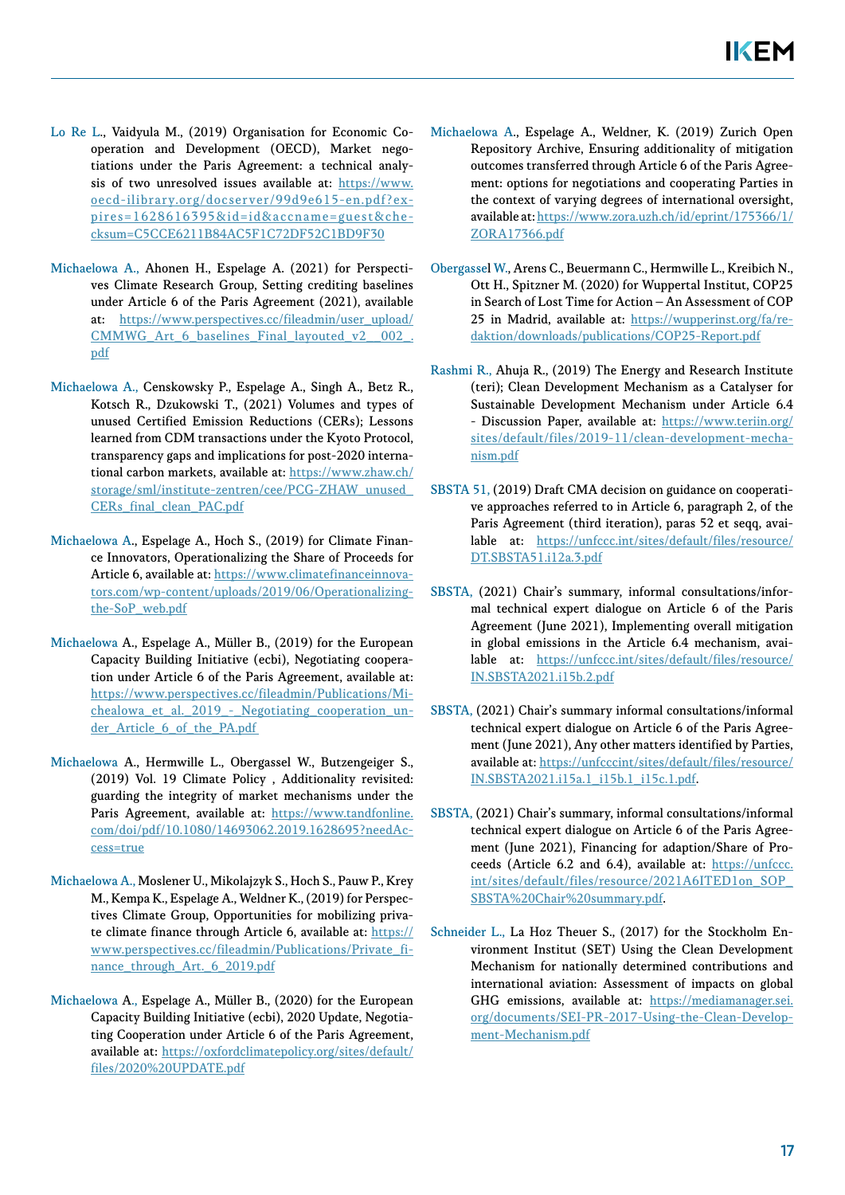Lo Re L., Vaidyula M., (2019) Organisation for Economic Co-operation and Development (OECD), Market negotiations under the Paris Agreement: a technical analysis of two unresolved issues available at: https://www.oecd-ilibrary.org/docserver/99d9e615-en.pdf?expires=1628616395&id=id&accname=guest&checksum=C5CCE6211B84AC5F1C72DF52C1BD9F30

Michaelowa A., Ahonen H., Espelage A. (2021) for Perspectives Climate Research Group, Setting crediting baselines under Article 6 of the Paris Agreement (2021), available at: https://www.perspectives.cc/fileadmin/user_upload/CMMWG_Art_6_baselines_Final_layouted_v2__002_.pdf

Michaelowa A., Censkowsky P., Espelage A., Singh A., Betz R., Kotsch R., Dzukowski T., (2021) Volumes and types of unused Certified Emission Reductions (CERs); Lessons learned from CDM transactions under the Kyoto Protocol, transparency gaps and implications for post-2020 international carbon markets, available at: https://www.zhaw.ch/storage/sml/institute-zentren/cee/PCG-ZHAW_unused_CERs_final_clean_PAC.pdf

Michaelowa A., Espelage A., Hoch S., (2019) for Climate Finance Innovators, Operationalizing the Share of Proceeds for Article 6, available at: https://www.climatefinanceinnovators.com/wp-content/uploads/2019/06/Operationalizing-the-SoP_web.pdf

Michaelowa A., Espelage A., Müller B., (2019) for the European Capacity Building Initiative (ecbi), Negotiating cooperation under Article 6 of the Paris Agreement, available at: https://www.perspectives.cc/fileadmin/Publications/Michaelowa_et_al._2019_-_Negotiating_cooperation_under_Article_6_of_the_PA.pdf

Michaelowa A., Hermwille L., Obergassel W., Butzengeiger S., (2019) Vol. 19 Climate Policy , Additionality revisited: guarding the integrity of market mechanisms under the Paris Agreement, available at: https://www.tandfonline.com/doi/pdf/10.1080/14693062.2019.1628695?needAccess=true

Michaelowa A., Moslener U., Mikolajzyk S., Hoch S., Pauw P., Krey M., Kempa K., Espelage A., Weldner K., (2019) for Perspectives Climate Group, Opportunities for mobilizing private climate finance through Article 6, available at: https://www.perspectives.cc/fileadmin/Publications/Private_finance_through_Art._6_2019.pdf

Michaelowa A., Espelage A., Müller B., (2020) for the European Capacity Building Initiative (ecbi), 2020 Update, Negotiating Cooperation under Article 6 of the Paris Agreement, available at: https://oxfordclimatepolicy.org/sites/default/files/2020%20UPDATE.pdf

Michaelowa A., Espelage A., Weldner, K. (2019) Zurich Open Repository Archive, Ensuring additionality of mitigation outcomes transferred through Article 6 of the Paris Agreement: options for negotiations and cooperating Parties in the context of varying degrees of international oversight, available at: https://www.zora.uzh.ch/id/eprint/175366/1/ZORA17366.pdf

Obergassel W., Arens C., Beuermann C., Hermwille L., Kreibich N., Ott H., Spitzner M. (2020) for Wuppertal Institut, COP25 in Search of Lost Time for Action – An Assessment of COP 25 in Madrid, available at: https://wupperinst.org/fa/redaktion/downloads/publications/COP25-Report.pdf

Rashmi R., Ahuja R., (2019) The Energy and Research Institute (teri); Clean Development Mechanism as a Catalyser for Sustainable Development Mechanism under Article 6.4 - Discussion Paper, available at: https://www.teriin.org/sites/default/files/2019-11/clean-development-mechanism.pdf

SBSTA 51, (2019) Draft CMA decision on guidance on cooperative approaches referred to in Article 6, paragraph 2, of the Paris Agreement (third iteration), paras 52 et seqq, available at: https://unfccc.int/sites/default/files/resource/DT.SBSTA51.i12a.3.pdf

SBSTA, (2021) Chair's summary, informal consultations/informal technical expert dialogue on Article 6 of the Paris Agreement (June 2021), Implementing overall mitigation in global emissions in the Article 6.4 mechanism, available at: https://unfccc.int/sites/default/files/resource/IN.SBSTA2021.i15b.2.pdf

SBSTA, (2021) Chair's summary informal consultations/informal technical expert dialogue on Article 6 of the Paris Agreement (June 2021), Any other matters identified by Parties, available at: https://unfcccint/sites/default/files/resource/IN.SBSTA2021.i15a.1_i15b.1_i15c.1.pdf.

SBSTA, (2021) Chair's summary, informal consultations/informal technical expert dialogue on Article 6 of the Paris Agreement (June 2021), Financing for adaption/Share of Proceeds (Article 6.2 and 6.4), available at: https://unfccc.int/sites/default/files/resource/2021A6ITED1on_SOP_SBSTA%20Chair%20summary.pdf.

Schneider L., La Hoz Theuer S., (2017) for the Stockholm Environment Institut (SET) Using the Clean Development Mechanism for nationally determined contributions and international aviation: Assessment of impacts on global GHG emissions, available at: https://mediamanager.sei.org/documents/SEI-PR-2017-Using-the-Clean-Development-Mechanism.pdf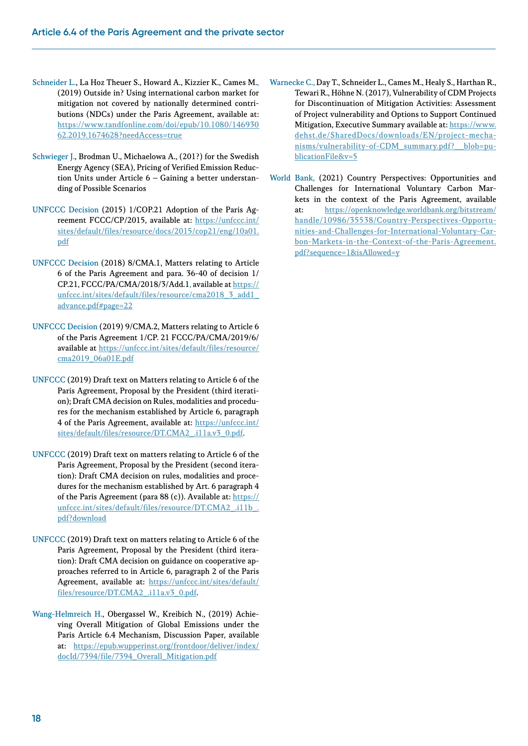Schneider L., La Hoz Theuer S., Howard A., Kizzier K., Cames M., (2019) Outside in? Using international carbon market for mitigation not covered by nationally determined contributions (NDCs) under the Paris Agreement, available at: https://www.tandfonline.com/doi/epub/10.1080/14693062.2019.1674628?needAccess=true

Schwieger J., Brodman U., Michaelowa A., (201?) for the Swedish Energy Agency (SEA), Pricing of Verified Emission Reduction Units under Article 6 – Gaining a better understanding of Possible Scenarios

UNFCCC Decision (2015) 1/COP.21 Adoption of the Paris Agreement FCCC/CP/2015, available at: https://unfccc.int/sites/default/files/resource/docs/2015/cop21/eng/10a01.pdf

UNFCCC Decision (2018) 8/CMA.1, Matters relating to Article 6 of the Paris Agreement and para. 36-40 of decision 1/CP.21, FCCC/PA/CMA/2018/3/Add.1, available at https://unfccc.int/sites/default/files/resource/cma2018_3_add1_advance.pdf#page=22

UNFCCC Decision (2019) 9/CMA.2, Matters relating to Article 6 of the Paris Agreement 1/CP. 21 FCCC/PA/CMA/2019/6/ available at https://unfccc.int/sites/default/files/resource/cma2019_06a01E.pdf

UNFCCC (2019) Draft text on Matters relating to Article 6 of the Paris Agreement, Proposal by the President (third iteration); Draft CMA decision on Rules, modalities and procedures for the mechanism established by Article 6, paragraph 4 of the Paris Agreement, available at: https://unfccc.int/sites/default/files/resource/DT.CMA2_.i11a.v3_0.pdf.

UNFCCC (2019) Draft text on matters relating to Article 6 of the Paris Agreement, Proposal by the President (second iteration): Draft CMA decision on rules, modalities and procedures for the mechanism established by Art. 6 paragraph 4 of the Paris Agreement (para 88 (c)). Available at: https://unfccc.int/sites/default/files/resource/DT.CMA2_.i11b_.pdf?download

UNFCCC (2019) Draft text on matters relating to Article 6 of the Paris Agreement, Proposal by the President (third iteration): Draft CMA decision on guidance on cooperative approaches referred to in Article 6, paragraph 2 of the Paris Agreement, available at: https://unfccc.int/sites/default/files/resource/DT.CMA2_.i11a.v3_0.pdf.

Wang-Helmreich H., Obergassel W., Kreibich N., (2019) Achieving Overall Mitigation of Global Emissions under the Paris Article 6.4 Mechanism, Discussion Paper, available at: https://epub.wupperinst.org/frontdoor/deliver/index/docId/7394/file/7394_Overall_Mitigation.pdf

Warnecke C., Day T., Schneider L., Cames M., Healy S., Harthan R., Tewari R., Höhne N. (2017), Vulnerability of CDM Projects for Discontinuation of Mitigation Activities: Assessment of Project vulnerability and Options to Support Continued Mitigation, Executive Summary available at: https://www.dehst.de/SharedDocs/downloads/EN/project-mechanisms/vulnerability-of-CDM_summary.pdf?__blob=publicationFile&v=5

World Bank, (2021) Country Perspectives: Opportunities and Challenges for International Voluntary Carbon Markets in the context of the Paris Agreement, available at: https://openknowledge.worldbank.org/bitstream/handle/10986/35538/Country-Perspectives-Opportunities-and-Challenges-for-International-Voluntary-Carbon-Markets-in-the-Context-of-the-Paris-Agreement.pdf?sequence=1&isAllowed=y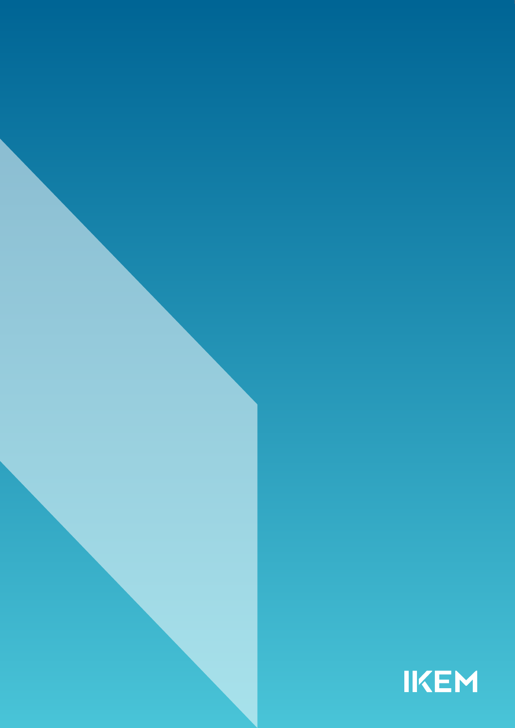IKEM